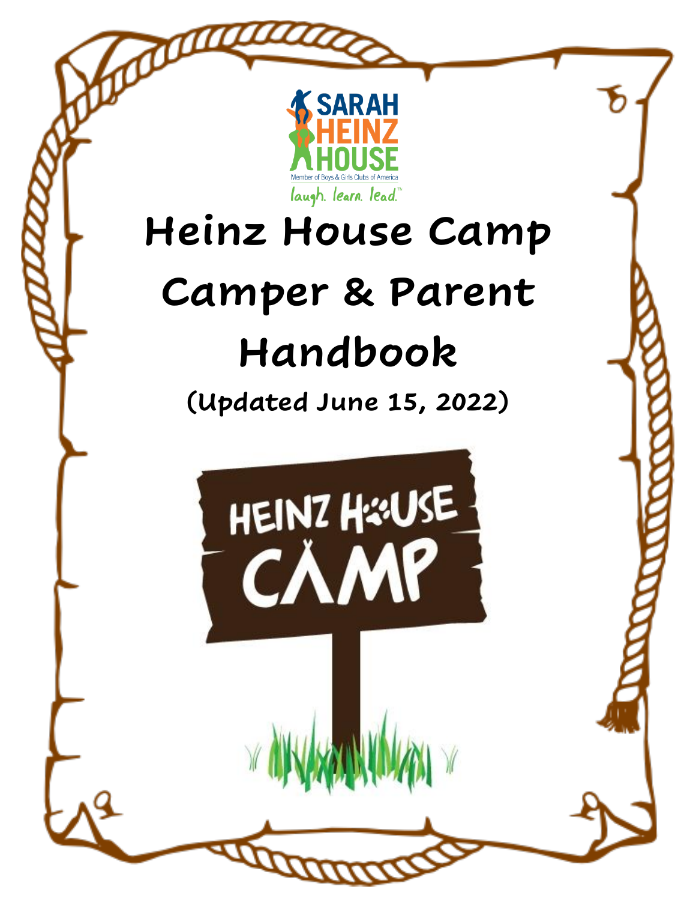# Heinz House Camp Camper & Parent Handbook

**(Updated June 15, 2022)**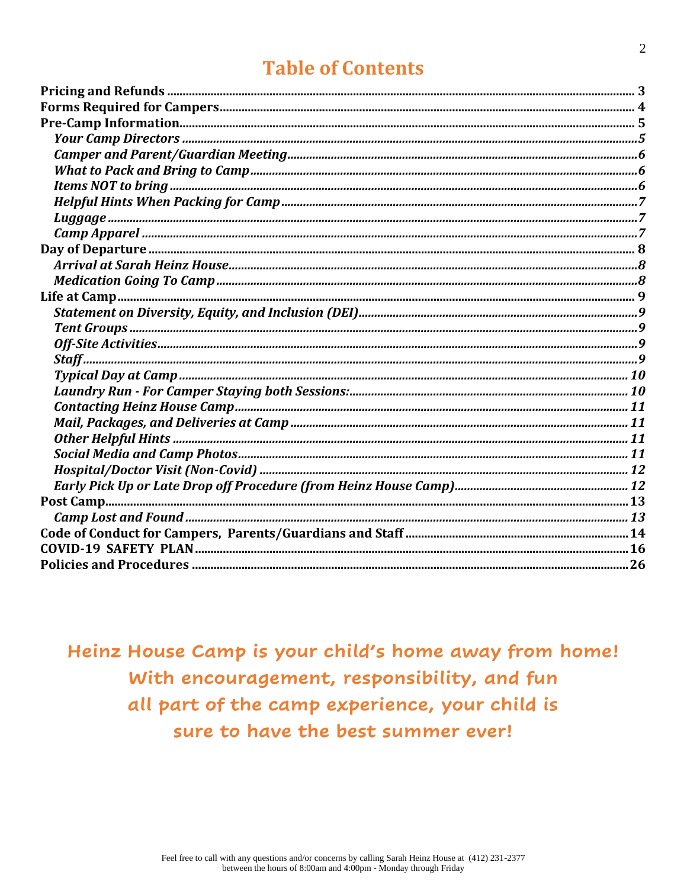# Table of Contents

**Pricing and Refunds** ..... 3
**Forms Required for Campers** ..... 4
**Pre-Camp Information** ..... 5

- ***Your Camp Directors*** ..... 5
- ***Camper and Parent/Guardian Meeting*** ..... 6
- ***What to Pack and Bring to Camp*** ..... 6
- ***Items NOT to bring*** ..... 6
- ***Helpful Hints When Packing for Camp*** ..... 7
- ***Luggage*** ..... 7
- ***Camp Apparel*** ..... 7

**Day of Departure** ..... 8

- ***Arrival at Sarah Heinz House*** ..... 8
- ***Medication Going To Camp*** ..... 8

**Life at Camp** ..... 9

- ***Statement on Diversity, Equity, and Inclusion (DEI)*** ..... 9
- ***Tent Groups*** ..... 9
- ***Off-Site Activities*** ..... 9
- ***Staff*** ..... 9
- ***Typical Day at Camp*** ..... 10
- ***Laundry Run - For Camper Staying both Sessions:*** ..... 10
- ***Contacting Heinz House Camp*** ..... 11
- ***Mail, Packages, and Deliveries at Camp*** ..... 11
- ***Other Helpful Hints*** ..... 11
- ***Social Media and Camp Photos*** ..... 11
- ***Hospital/Doctor Visit (Non-Covid)*** ..... 12
- ***Early Pick Up or Late Drop off Procedure (from Heinz House Camp)*** ..... 12

**Post Camp** ..... 13

- ***Camp Lost and Found*** ..... 13

**Code of Conduct for Campers, Parents/Guardians and Staff** ..... 14
**COVID-19 SAFETY PLAN** ..... 16
**Policies and Procedures** ..... 26

**Heinz House Camp is your child's home away from home!**
**With encouragement, responsibility, and fun**
**all part of the camp experience, your child is**
**sure to have the best summer ever!**

Feel free to call with any questions and/or concerns by calling Sarah Heinz House at (412) 231-2377 between the hours of 8:00am and 4:00pm - Monday through Friday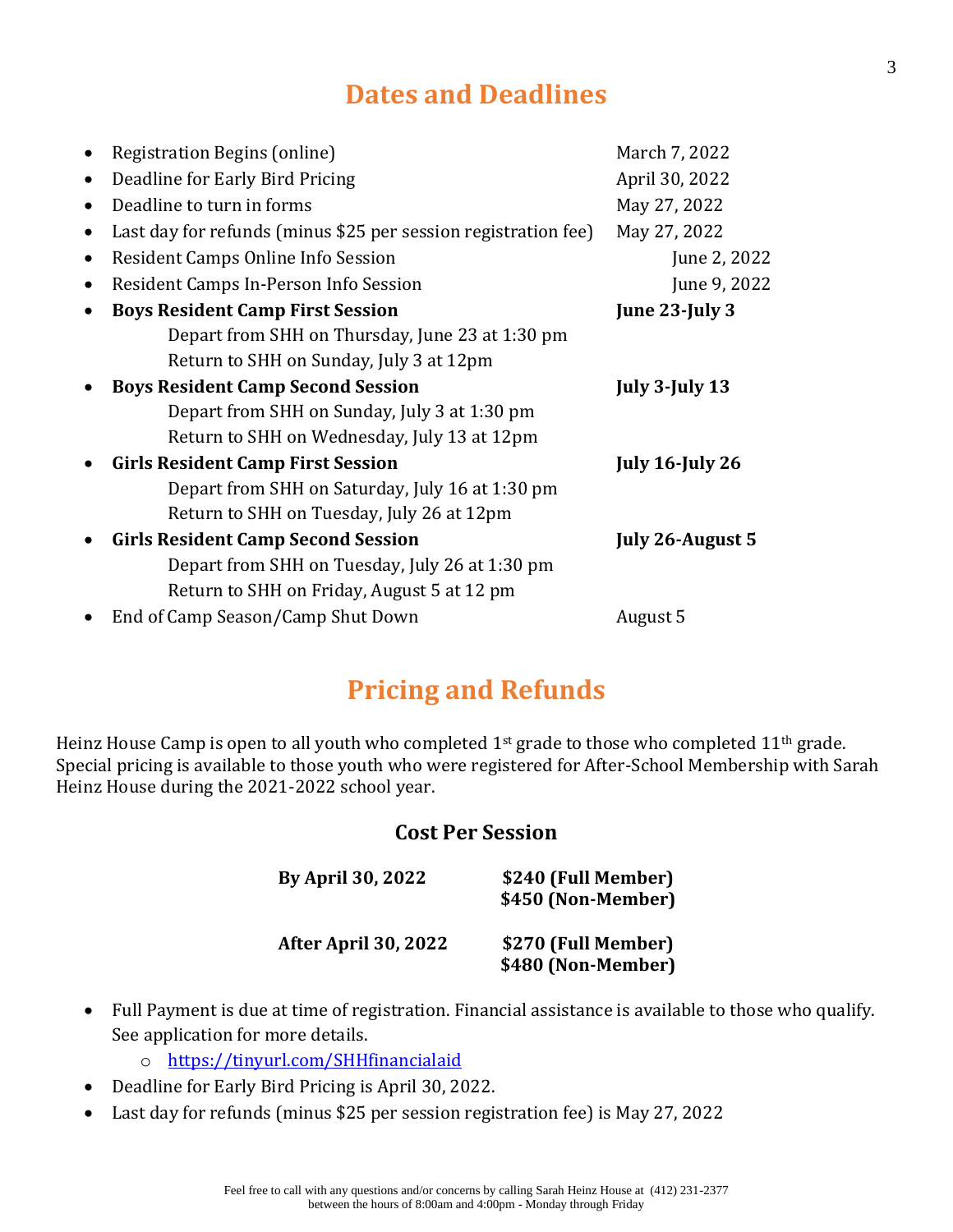## Dates and Deadlines

- Registration Begins (online) — March 7, 2022
- Deadline for Early Bird Pricing — April 30, 2022
- Deadline to turn in forms — May 27, 2022
- Last day for refunds (minus $25 per session registration fee) — May 27, 2022
- Resident Camps Online Info Session — June 2, 2022
- Resident Camps In-Person Info Session — June 9, 2022
- **Boys Resident Camp First Session** — **June 23-July 3**
  - Depart from SHH on Thursday, June 23 at 1:30 pm
  - Return to SHH on Sunday, July 3 at 12pm
- **Boys Resident Camp Second Session** — **July 3-July 13**
  - Depart from SHH on Sunday, July 3 at 1:30 pm
  - Return to SHH on Wednesday, July 13 at 12pm
- **Girls Resident Camp First Session** — **July 16-July 26**
  - Depart from SHH on Saturday, July 16 at 1:30 pm
  - Return to SHH on Tuesday, July 26 at 12pm
- **Girls Resident Camp Second Session** — **July 26-August 5**
  - Depart from SHH on Tuesday, July 26 at 1:30 pm
  - Return to SHH on Friday, August 5 at 12 pm
- End of Camp Season/Camp Shut Down — August 5

## Pricing and Refunds

Heinz House Camp is open to all youth who completed 1st grade to those who completed 11th grade. Special pricing is available to those youth who were registered for After-School Membership with Sarah Heinz House during the 2021-2022 school year.

### Cost Per Session

| | |
|---|---|
| **By April 30, 2022** | **$240 (Full Member)**<br>**$450 (Non-Member)** |
| **After April 30, 2022** | **$270 (Full Member)**<br>**$480 (Non-Member)** |

- Full Payment is due at time of registration. Financial assistance is available to those who qualify. See application for more details.
  - https://tinyurl.com/SHHfinancialaid
- Deadline for Early Bird Pricing is April 30, 2022.
- Last day for refunds (minus $25 per session registration fee) is May 27, 2022

Feel free to call with any questions and/or concerns by calling Sarah Heinz House at (412) 231-2377 between the hours of 8:00am and 4:00pm - Monday through Friday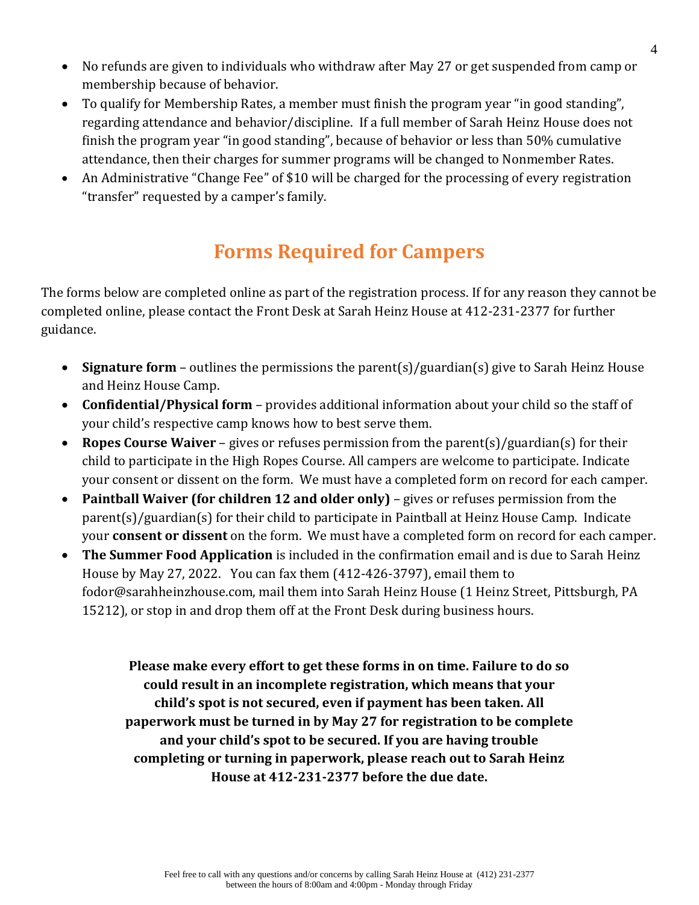- No refunds are given to individuals who withdraw after May 27 or get suspended from camp or membership because of behavior.
- To qualify for Membership Rates, a member must finish the program year "in good standing", regarding attendance and behavior/discipline. If a full member of Sarah Heinz House does not finish the program year "in good standing", because of behavior or less than 50% cumulative attendance, then their charges for summer programs will be changed to Nonmember Rates.
- An Administrative "Change Fee" of $10 will be charged for the processing of every registration "transfer" requested by a camper's family.

## Forms Required for Campers

The forms below are completed online as part of the registration process. If for any reason they cannot be completed online, please contact the Front Desk at Sarah Heinz House at 412-231-2377 for further guidance.

- **Signature form** – outlines the permissions the parent(s)/guardian(s) give to Sarah Heinz House and Heinz House Camp.
- **Confidential/Physical form** – provides additional information about your child so the staff of your child's respective camp knows how to best serve them.
- **Ropes Course Waiver** – gives or refuses permission from the parent(s)/guardian(s) for their child to participate in the High Ropes Course. All campers are welcome to participate. Indicate your consent or dissent on the form. We must have a completed form on record for each camper.
- **Paintball Waiver (for children 12 and older only)** – gives or refuses permission from the parent(s)/guardian(s) for their child to participate in Paintball at Heinz House Camp. Indicate your **consent or dissent** on the form. We must have a completed form on record for each camper.
- **The Summer Food Application** is included in the confirmation email and is due to Sarah Heinz House by May 27, 2022. You can fax them (412-426-3797), email them to fodor@sarahheinzhouse.com, mail them into Sarah Heinz House (1 Heinz Street, Pittsburgh, PA 15212), or stop in and drop them off at the Front Desk during business hours.

**Please make every effort to get these forms in on time. Failure to do so could result in an incomplete registration, which means that your child's spot is not secured, even if payment has been taken. All paperwork must be turned in by May 27 for registration to be complete and your child's spot to be secured. If you are having trouble completing or turning in paperwork, please reach out to Sarah Heinz House at 412-231-2377 before the due date.**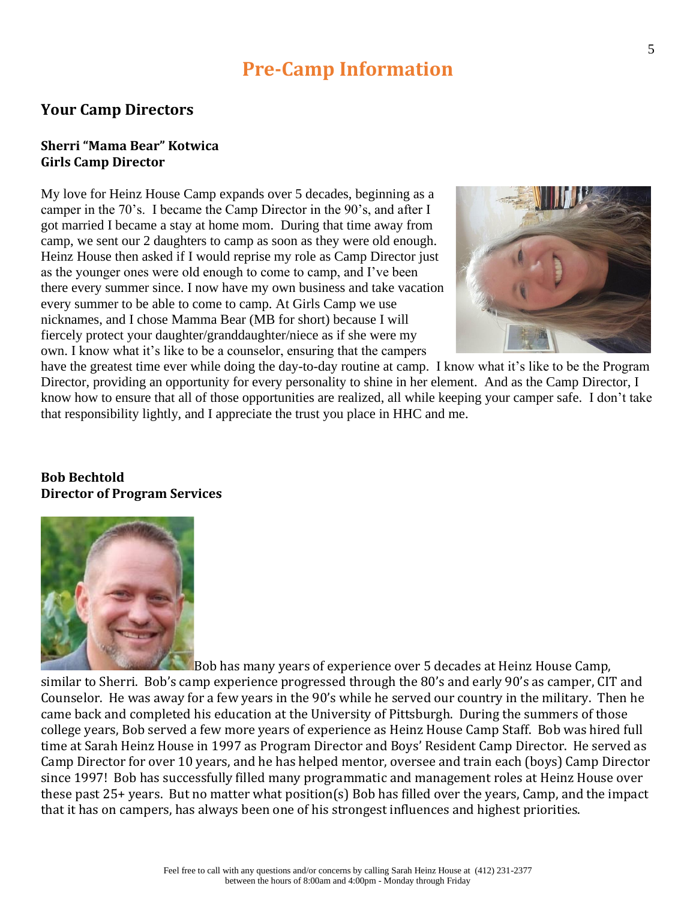# Pre-Camp Information

## Your Camp Directors

**Sherri "Mama Bear" Kotwica**
**Girls Camp Director**

My love for Heinz House Camp expands over 5 decades, beginning as a camper in the 70's. I became the Camp Director in the 90's, and after I got married I became a stay at home mom. During that time away from camp, we sent our 2 daughters to camp as soon as they were old enough. Heinz House then asked if I would reprise my role as Camp Director just as the younger ones were old enough to come to camp, and I've been there every summer since. I now have my own business and take vacation every summer to be able to come to camp. At Girls Camp we use nicknames, and I chose Mamma Bear (MB for short) because I will fiercely protect your daughter/granddaughter/niece as if she were my own. I know what it's like to be a counselor, ensuring that the campers have the greatest time ever while doing the day-to-day routine at camp. I know what it's like to be the Program Director, providing an opportunity for every personality to shine in her element. And as the Camp Director, I know how to ensure that all of those opportunities are realized, all while keeping your camper safe. I don't take that responsibility lightly, and I appreciate the trust you place in HHC and me.

**Bob Bechtold**
**Director of Program Services**

Bob has many years of experience over 5 decades at Heinz House Camp, similar to Sherri. Bob's camp experience progressed through the 80's and early 90's as camper, CIT and Counselor. He was away for a few years in the 90's while he served our country in the military. Then he came back and completed his education at the University of Pittsburgh. During the summers of those college years, Bob served a few more years of experience as Heinz House Camp Staff. Bob was hired full time at Sarah Heinz House in 1997 as Program Director and Boys' Resident Camp Director. He served as Camp Director for over 10 years, and he has helped mentor, oversee and train each (boys) Camp Director since 1997! Bob has successfully filled many programmatic and management roles at Heinz House over these past 25+ years. But no matter what position(s) Bob has filled over the years, Camp, and the impact that it has on campers, has always been one of his strongest influences and highest priorities.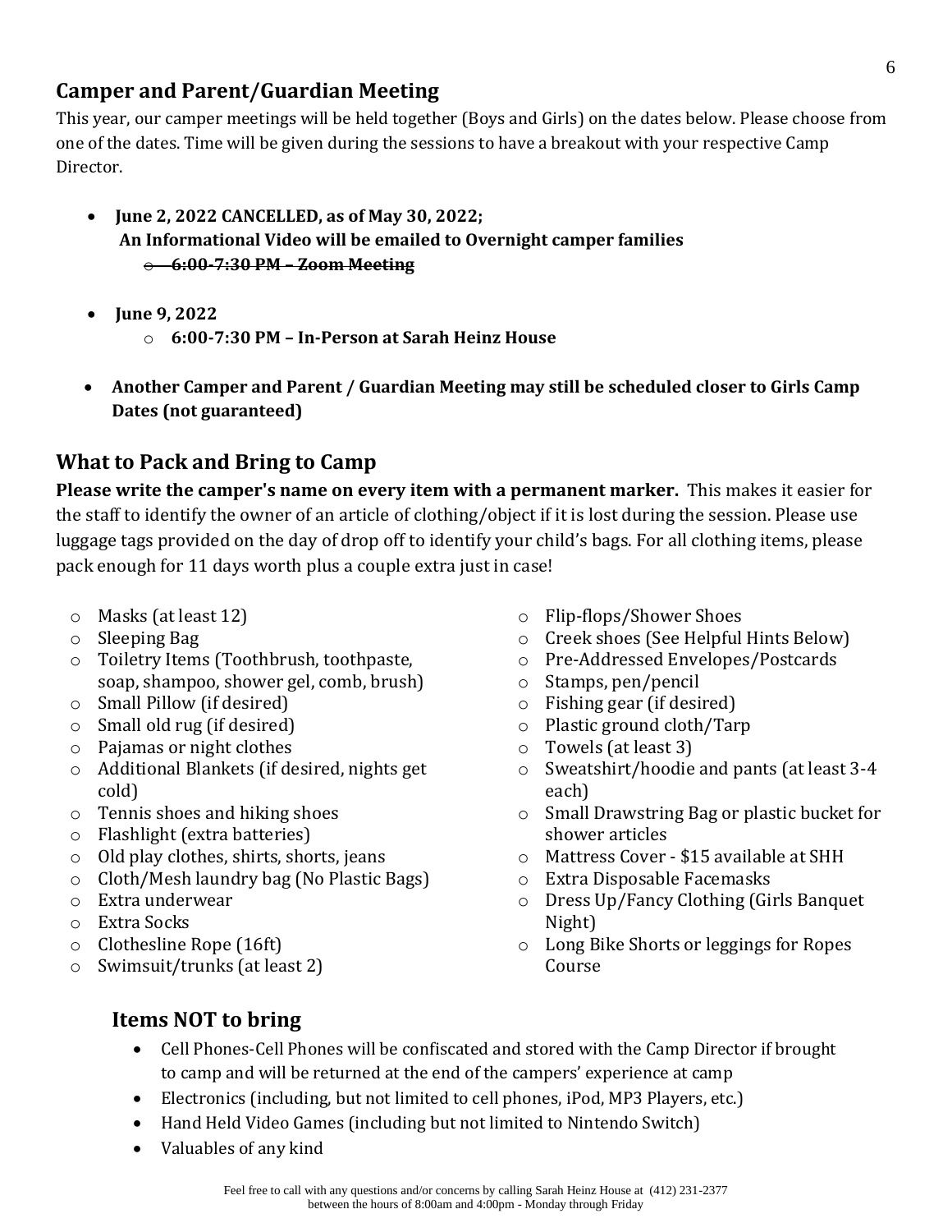## Camper and Parent/Guardian Meeting

This year, our camper meetings will be held together (Boys and Girls) on the dates below. Please choose from one of the dates. Time will be given during the sessions to have a breakout with your respective Camp Director.

- **June 2, 2022 CANCELLED, as of May 30, 2022;**
  **An Informational Video will be emailed to Overnight camper families**
  - ~~**6:00-7:30 PM – Zoom Meeting**~~
- **June 9, 2022**
  - **6:00-7:30 PM – In-Person at Sarah Heinz House**
- **Another Camper and Parent / Guardian Meeting may still be scheduled closer to Girls Camp Dates (not guaranteed)**

## What to Pack and Bring to Camp

**Please write the camper's name on every item with a permanent marker.** This makes it easier for the staff to identify the owner of an article of clothing/object if it is lost during the session. Please use luggage tags provided on the day of drop off to identify your child's bags. For all clothing items, please pack enough for 11 days worth plus a couple extra just in case!

- Masks (at least 12)
- Sleeping Bag
- Toiletry Items (Toothbrush, toothpaste, soap, shampoo, shower gel, comb, brush)
- Small Pillow (if desired)
- Small old rug (if desired)
- Pajamas or night clothes
- Additional Blankets (if desired, nights get cold)
- Tennis shoes and hiking shoes
- Flashlight (extra batteries)
- Old play clothes, shirts, shorts, jeans
- Cloth/Mesh laundry bag (No Plastic Bags)
- Extra underwear
- Extra Socks
- Clothesline Rope (16ft)
- Swimsuit/trunks (at least 2)
- Flip-flops/Shower Shoes
- Creek shoes (See Helpful Hints Below)
- Pre-Addressed Envelopes/Postcards
- Stamps, pen/pencil
- Fishing gear (if desired)
- Plastic ground cloth/Tarp
- Towels (at least 3)
- Sweatshirt/hoodie and pants (at least 3-4 each)
- Small Drawstring Bag or plastic bucket for shower articles
- Mattress Cover - $15 available at SHH
- Extra Disposable Facemasks
- Dress Up/Fancy Clothing (Girls Banquet Night)
- Long Bike Shorts or leggings for Ropes Course

### Items NOT to bring

- Cell Phones-Cell Phones will be confiscated and stored with the Camp Director if brought to camp and will be returned at the end of the campers' experience at camp
- Electronics (including, but not limited to cell phones, iPod, MP3 Players, etc.)
- Hand Held Video Games (including but not limited to Nintendo Switch)
- Valuables of any kind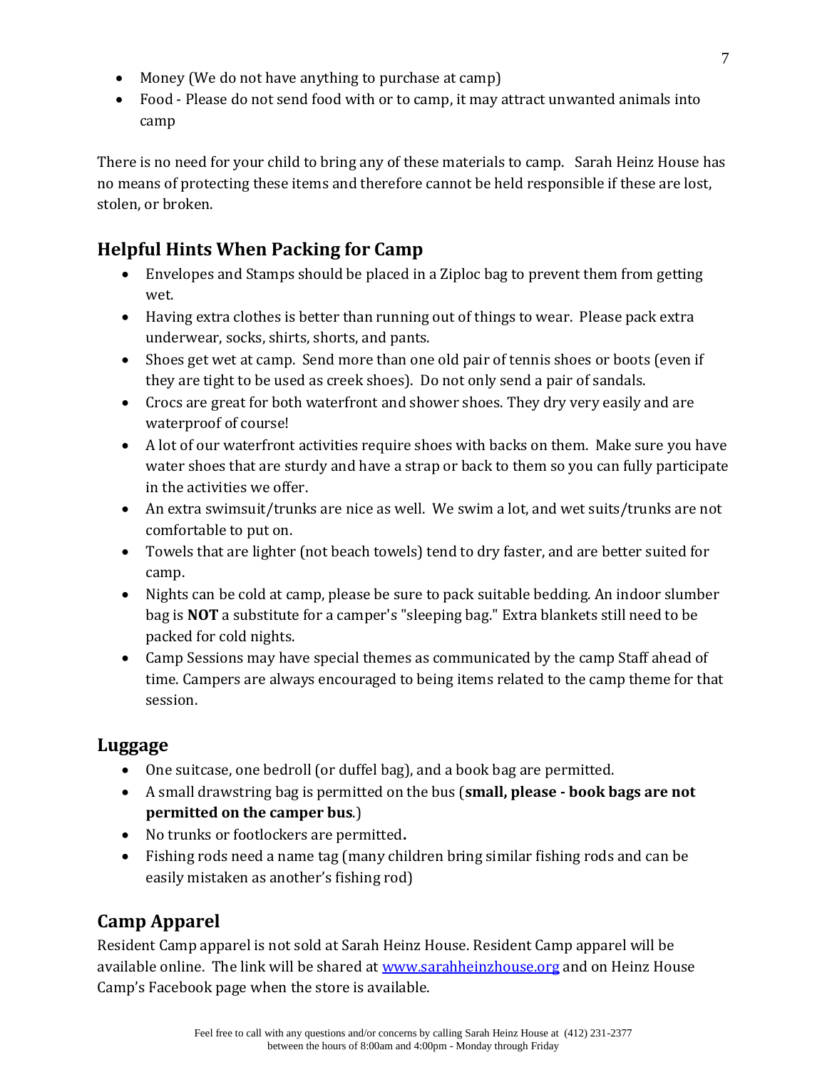- Money (We do not have anything to purchase at camp)
- Food - Please do not send food with or to camp, it may attract unwanted animals into camp

There is no need for your child to bring any of these materials to camp. Sarah Heinz House has no means of protecting these items and therefore cannot be held responsible if these are lost, stolen, or broken.

## Helpful Hints When Packing for Camp

- Envelopes and Stamps should be placed in a Ziploc bag to prevent them from getting wet.
- Having extra clothes is better than running out of things to wear. Please pack extra underwear, socks, shirts, shorts, and pants.
- Shoes get wet at camp. Send more than one old pair of tennis shoes or boots (even if they are tight to be used as creek shoes). Do not only send a pair of sandals.
- Crocs are great for both waterfront and shower shoes. They dry very easily and are waterproof of course!
- A lot of our waterfront activities require shoes with backs on them. Make sure you have water shoes that are sturdy and have a strap or back to them so you can fully participate in the activities we offer.
- An extra swimsuit/trunks are nice as well. We swim a lot, and wet suits/trunks are not comfortable to put on.
- Towels that are lighter (not beach towels) tend to dry faster, and are better suited for camp.
- Nights can be cold at camp, please be sure to pack suitable bedding. An indoor slumber bag is **NOT** a substitute for a camper's "sleeping bag." Extra blankets still need to be packed for cold nights.
- Camp Sessions may have special themes as communicated by the camp Staff ahead of time. Campers are always encouraged to being items related to the camp theme for that session.

## Luggage

- One suitcase, one bedroll (or duffel bag), and a book bag are permitted.
- A small drawstring bag is permitted on the bus (**small, please - book bags are not permitted on the camper bus**.)
- No trunks or footlockers are permitted**.**
- Fishing rods need a name tag (many children bring similar fishing rods and can be easily mistaken as another's fishing rod)

## Camp Apparel

Resident Camp apparel is not sold at Sarah Heinz House. Resident Camp apparel will be available online. The link will be shared at [www.sarahheinzhouse.org](http://www.sarahheinzhouse.org) and on Heinz House Camp's Facebook page when the store is available.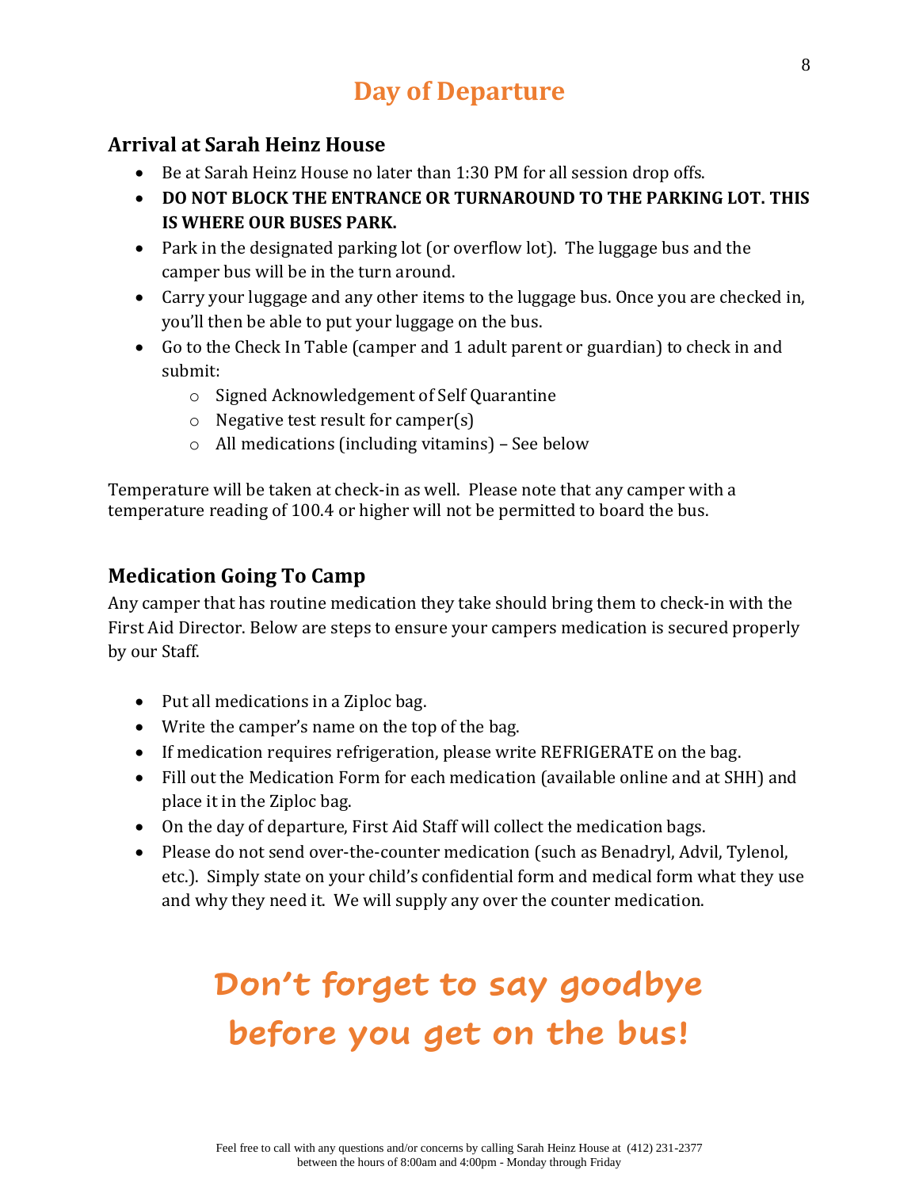# Day of Departure

## Arrival at Sarah Heinz House

- Be at Sarah Heinz House no later than 1:30 PM for all session drop offs.
- **DO NOT BLOCK THE ENTRANCE OR TURNAROUND TO THE PARKING LOT. THIS IS WHERE OUR BUSES PARK.**
- Park in the designated parking lot (or overflow lot). The luggage bus and the camper bus will be in the turn around.
- Carry your luggage and any other items to the luggage bus. Once you are checked in, you'll then be able to put your luggage on the bus.
- Go to the Check In Table (camper and 1 adult parent or guardian) to check in and submit:
  - Signed Acknowledgement of Self Quarantine
  - Negative test result for camper(s)
  - All medications (including vitamins) – See below

Temperature will be taken at check-in as well. Please note that any camper with a temperature reading of 100.4 or higher will not be permitted to board the bus.

## Medication Going To Camp

Any camper that has routine medication they take should bring them to check-in with the First Aid Director. Below are steps to ensure your campers medication is secured properly by our Staff.

- Put all medications in a Ziploc bag.
- Write the camper's name on the top of the bag.
- If medication requires refrigeration, please write REFRIGERATE on the bag.
- Fill out the Medication Form for each medication (available online and at SHH) and place it in the Ziploc bag.
- On the day of departure, First Aid Staff will collect the medication bags.
- Please do not send over-the-counter medication (such as Benadryl, Advil, Tylenol, etc.). Simply state on your child's confidential form and medical form what they use and why they need it. We will supply any over the counter medication.

**Don't forget to say goodbye before you get on the bus!**

Feel free to call with any questions and/or concerns by calling Sarah Heinz House at (412) 231-2377 between the hours of 8:00am and 4:00pm - Monday through Friday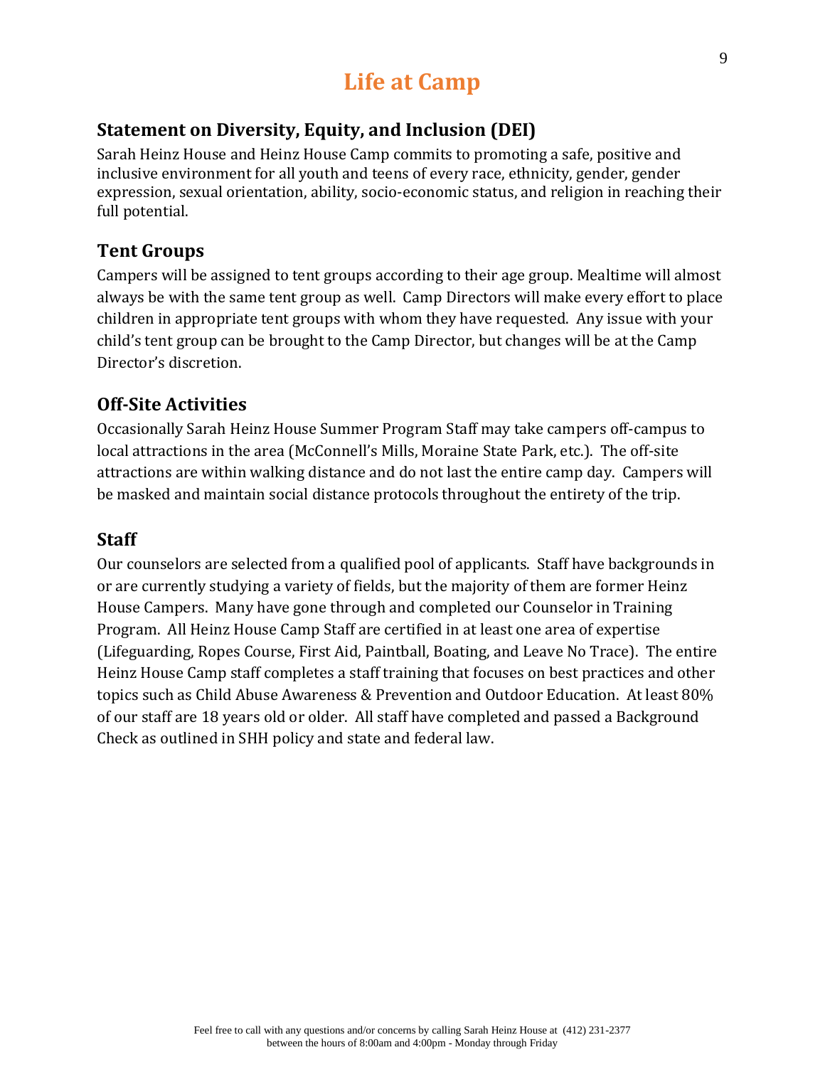# Life at Camp

## Statement on Diversity, Equity, and Inclusion (DEI)

Sarah Heinz House and Heinz House Camp commits to promoting a safe, positive and inclusive environment for all youth and teens of every race, ethnicity, gender, gender expression, sexual orientation, ability, socio-economic status, and religion in reaching their full potential.

## Tent Groups

Campers will be assigned to tent groups according to their age group. Mealtime will almost always be with the same tent group as well. Camp Directors will make every effort to place children in appropriate tent groups with whom they have requested. Any issue with your child's tent group can be brought to the Camp Director, but changes will be at the Camp Director's discretion.

## Off-Site Activities

Occasionally Sarah Heinz House Summer Program Staff may take campers off-campus to local attractions in the area (McConnell's Mills, Moraine State Park, etc.). The off-site attractions are within walking distance and do not last the entire camp day. Campers will be masked and maintain social distance protocols throughout the entirety of the trip.

## Staff

Our counselors are selected from a qualified pool of applicants. Staff have backgrounds in or are currently studying a variety of fields, but the majority of them are former Heinz House Campers. Many have gone through and completed our Counselor in Training Program. All Heinz House Camp Staff are certified in at least one area of expertise (Lifeguarding, Ropes Course, First Aid, Paintball, Boating, and Leave No Trace). The entire Heinz House Camp staff completes a staff training that focuses on best practices and other topics such as Child Abuse Awareness & Prevention and Outdoor Education. At least 80% of our staff are 18 years old or older. All staff have completed and passed a Background Check as outlined in SHH policy and state and federal law.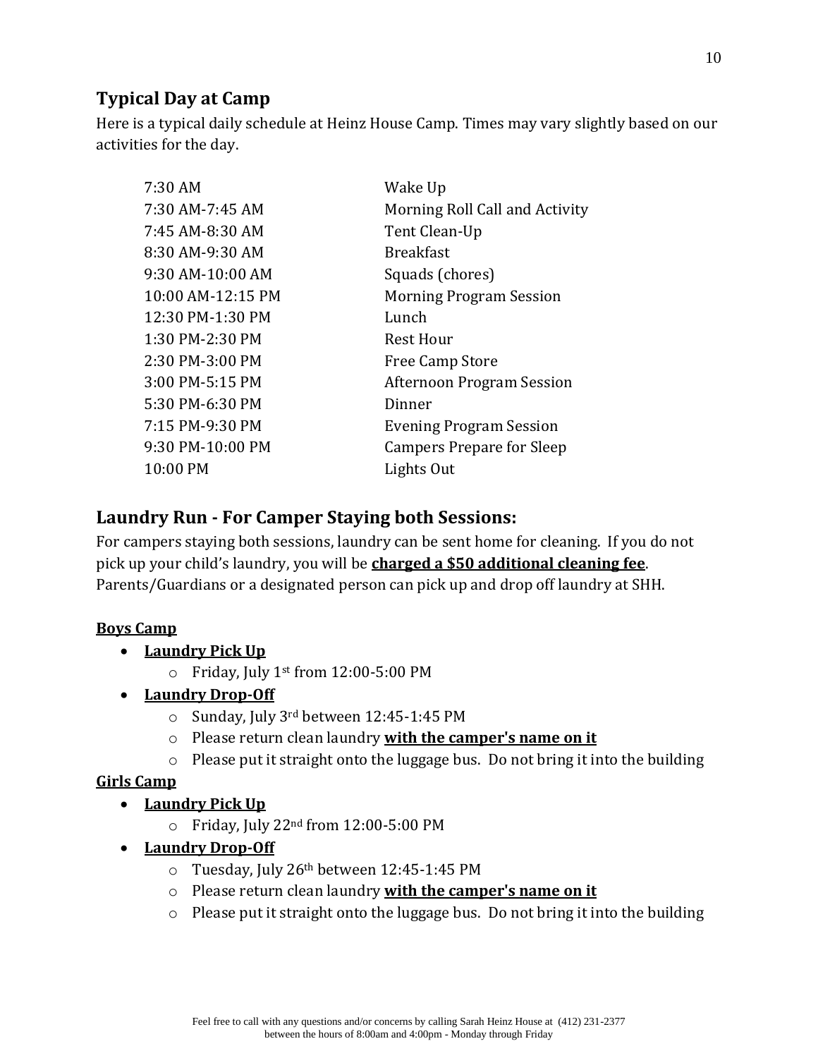## Typical Day at Camp

Here is a typical daily schedule at Heinz House Camp. Times may vary slightly based on our activities for the day.

| | |
|---|---|
| 7:30 AM | Wake Up |
| 7:30 AM-7:45 AM | Morning Roll Call and Activity |
| 7:45 AM-8:30 AM | Tent Clean-Up |
| 8:30 AM-9:30 AM | Breakfast |
| 9:30 AM-10:00 AM | Squads (chores) |
| 10:00 AM-12:15 PM | Morning Program Session |
| 12:30 PM-1:30 PM | Lunch |
| 1:30 PM-2:30 PM | Rest Hour |
| 2:30 PM-3:00 PM | Free Camp Store |
| 3:00 PM-5:15 PM | Afternoon Program Session |
| 5:30 PM-6:30 PM | Dinner |
| 7:15 PM-9:30 PM | Evening Program Session |
| 9:30 PM-10:00 PM | Campers Prepare for Sleep |
| 10:00 PM | Lights Out |

## Laundry Run - For Camper Staying both Sessions:

For campers staying both sessions, laundry can be sent home for cleaning. If you do not pick up your child's laundry, you will be **charged a $50 additional cleaning fee**. Parents/Guardians or a designated person can pick up and drop off laundry at SHH.

**Boys Camp**

- **Laundry Pick Up**
  - Friday, July 1st from 12:00-5:00 PM
- **Laundry Drop-Off**
  - Sunday, July 3rd between 12:45-1:45 PM
  - Please return clean laundry **with the camper's name on it**
  - Please put it straight onto the luggage bus. Do not bring it into the building

**Girls Camp**

- **Laundry Pick Up**
  - Friday, July 22nd from 12:00-5:00 PM
- **Laundry Drop-Off**
  - Tuesday, July 26th between 12:45-1:45 PM
  - Please return clean laundry **with the camper's name on it**
  - Please put it straight onto the luggage bus. Do not bring it into the building

Feel free to call with any questions and/or concerns by calling Sarah Heinz House at (412) 231-2377 between the hours of 8:00am and 4:00pm - Monday through Friday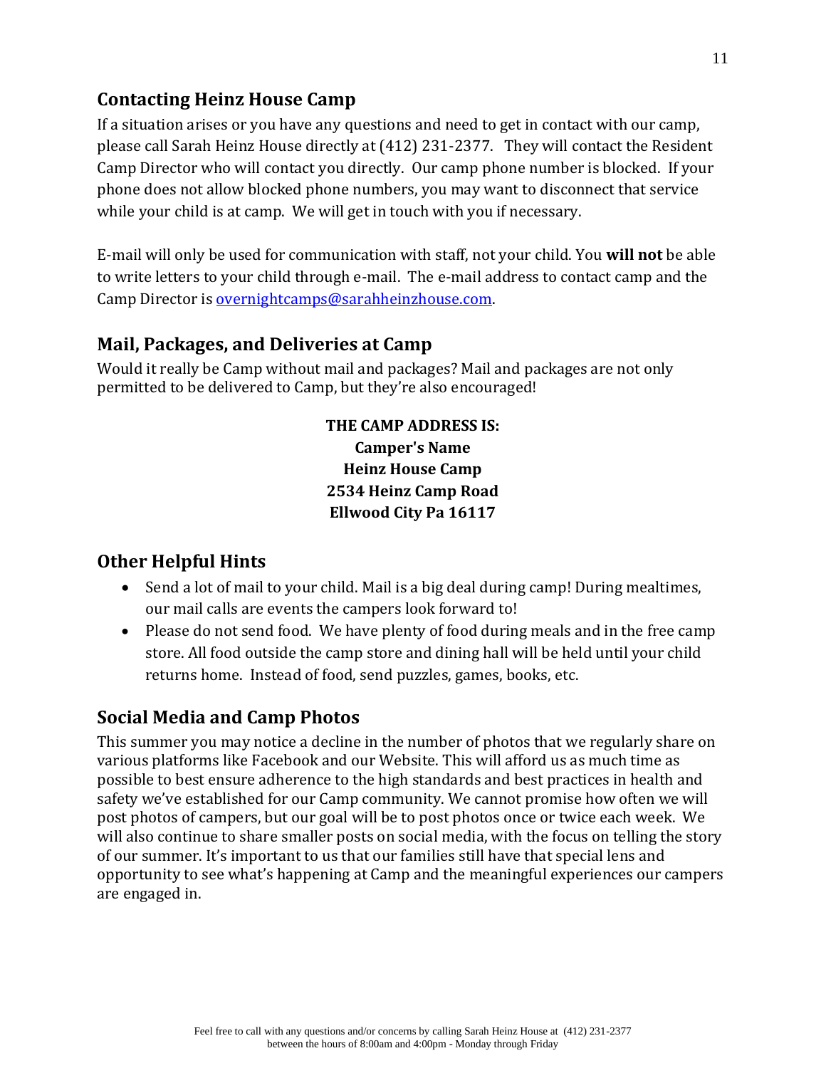## Contacting Heinz House Camp

If a situation arises or you have any questions and need to get in contact with our camp, please call Sarah Heinz House directly at (412) 231-2377. They will contact the Resident Camp Director who will contact you directly. Our camp phone number is blocked. If your phone does not allow blocked phone numbers, you may want to disconnect that service while your child is at camp. We will get in touch with you if necessary.

E-mail will only be used for communication with staff, not your child. You **will not** be able to write letters to your child through e-mail. The e-mail address to contact camp and the Camp Director is overnightcamps@sarahheinzhouse.com.

## Mail, Packages, and Deliveries at Camp

Would it really be Camp without mail and packages? Mail and packages are not only permitted to be delivered to Camp, but they're also encouraged!

**THE CAMP ADDRESS IS:**
**Camper's Name**
**Heinz House Camp**
**2534 Heinz Camp Road**
**Ellwood City Pa 16117**

## Other Helpful Hints

- Send a lot of mail to your child. Mail is a big deal during camp! During mealtimes, our mail calls are events the campers look forward to!
- Please do not send food. We have plenty of food during meals and in the free camp store. All food outside the camp store and dining hall will be held until your child returns home. Instead of food, send puzzles, games, books, etc.

## Social Media and Camp Photos

This summer you may notice a decline in the number of photos that we regularly share on various platforms like Facebook and our Website. This will afford us as much time as possible to best ensure adherence to the high standards and best practices in health and safety we've established for our Camp community. We cannot promise how often we will post photos of campers, but our goal will be to post photos once or twice each week. We will also continue to share smaller posts on social media, with the focus on telling the story of our summer. It's important to us that our families still have that special lens and opportunity to see what's happening at Camp and the meaningful experiences our campers are engaged in.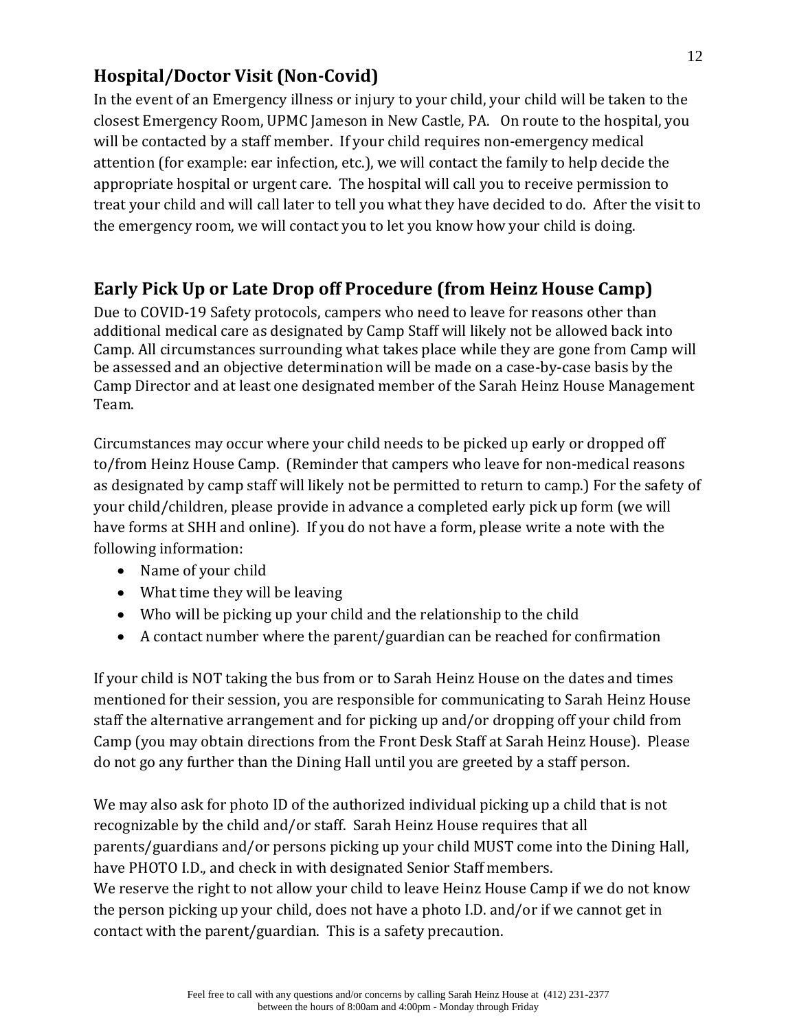## Hospital/Doctor Visit (Non-Covid)

In the event of an Emergency illness or injury to your child, your child will be taken to the closest Emergency Room, UPMC Jameson in New Castle, PA. On route to the hospital, you will be contacted by a staff member. If your child requires non-emergency medical attention (for example: ear infection, etc.), we will contact the family to help decide the appropriate hospital or urgent care. The hospital will call you to receive permission to treat your child and will call later to tell you what they have decided to do. After the visit to the emergency room, we will contact you to let you know how your child is doing.

## Early Pick Up or Late Drop off Procedure (from Heinz House Camp)

Due to COVID-19 Safety protocols, campers who need to leave for reasons other than additional medical care as designated by Camp Staff will likely not be allowed back into Camp. All circumstances surrounding what takes place while they are gone from Camp will be assessed and an objective determination will be made on a case-by-case basis by the Camp Director and at least one designated member of the Sarah Heinz House Management Team.

Circumstances may occur where your child needs to be picked up early or dropped off to/from Heinz House Camp. (Reminder that campers who leave for non-medical reasons as designated by camp staff will likely not be permitted to return to camp.) For the safety of your child/children, please provide in advance a completed early pick up form (we will have forms at SHH and online). If you do not have a form, please write a note with the following information:

- Name of your child
- What time they will be leaving
- Who will be picking up your child and the relationship to the child
- A contact number where the parent/guardian can be reached for confirmation

If your child is NOT taking the bus from or to Sarah Heinz House on the dates and times mentioned for their session, you are responsible for communicating to Sarah Heinz House staff the alternative arrangement and for picking up and/or dropping off your child from Camp (you may obtain directions from the Front Desk Staff at Sarah Heinz House). Please do not go any further than the Dining Hall until you are greeted by a staff person.

We may also ask for photo ID of the authorized individual picking up a child that is not recognizable by the child and/or staff. Sarah Heinz House requires that all parents/guardians and/or persons picking up your child MUST come into the Dining Hall, have PHOTO I.D., and check in with designated Senior Staff members.
We reserve the right to not allow your child to leave Heinz House Camp if we do not know the person picking up your child, does not have a photo I.D. and/or if we cannot get in contact with the parent/guardian. This is a safety precaution.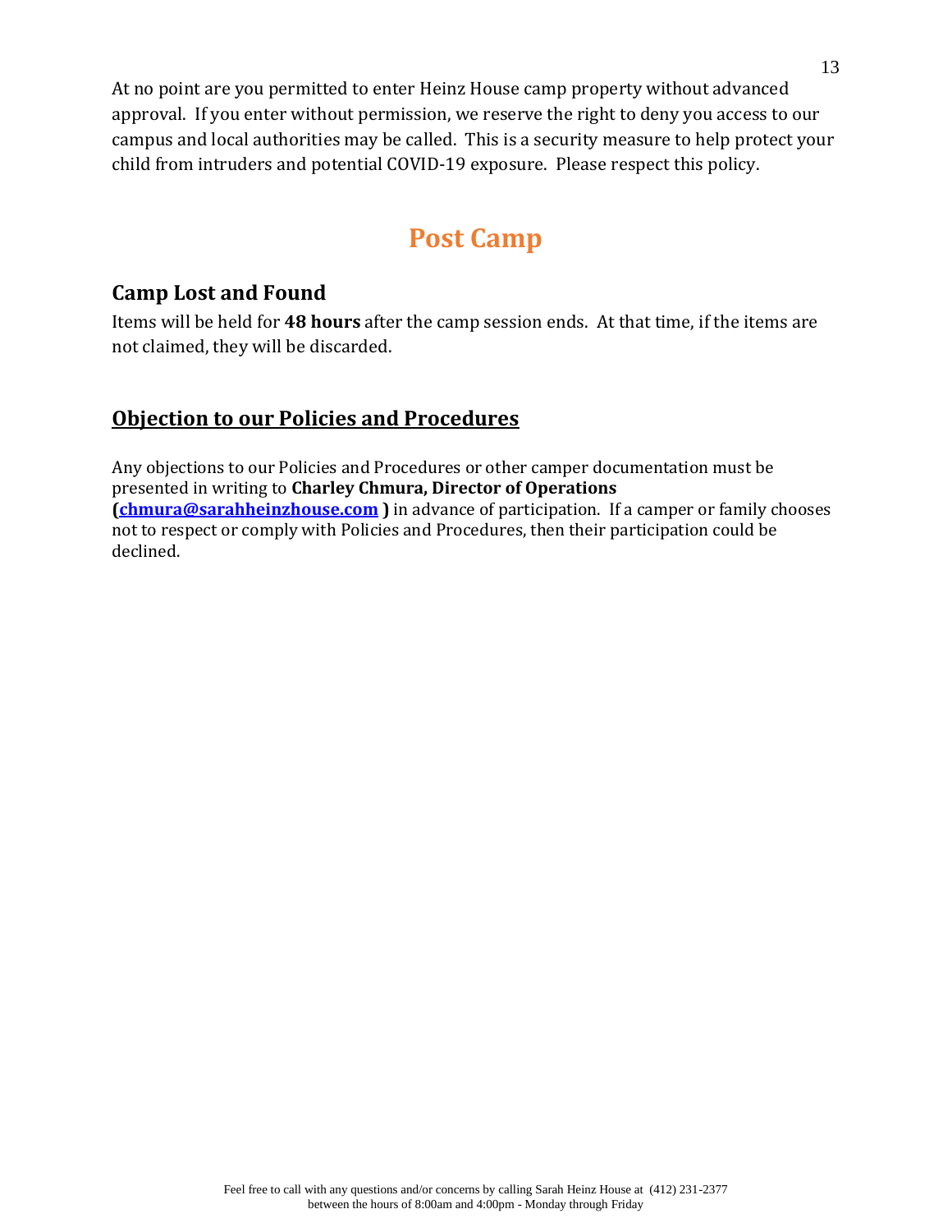At no point are you permitted to enter Heinz House camp property without advanced approval. If you enter without permission, we reserve the right to deny you access to our campus and local authorities may be called. This is a security measure to help protect your child from intruders and potential COVID-19 exposure. Please respect this policy.

# Post Camp

## Camp Lost and Found

Items will be held for **48 hours** after the camp session ends. At that time, if the items are not claimed, they will be discarded.

## Objection to our Policies and Procedures

Any objections to our Policies and Procedures or other camper documentation must be presented in writing to **Charley Chmura, Director of Operations (chmura@sarahheinzhouse.com )** in advance of participation. If a camper or family chooses not to respect or comply with Policies and Procedures, then their participation could be declined.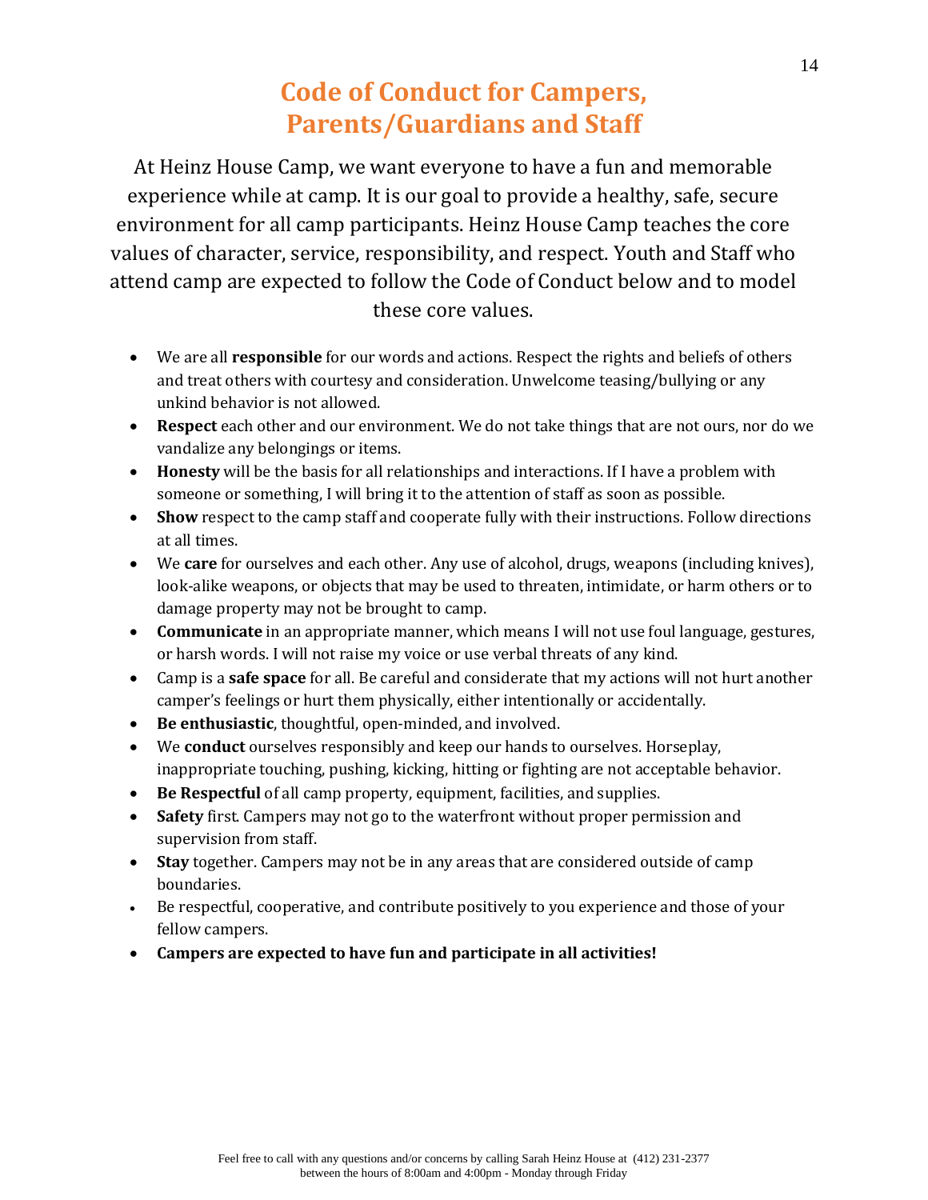# Code of Conduct for Campers, Parents/Guardians and Staff

At Heinz House Camp, we want everyone to have a fun and memorable experience while at camp. It is our goal to provide a healthy, safe, secure environment for all camp participants. Heinz House Camp teaches the core values of character, service, responsibility, and respect. Youth and Staff who attend camp are expected to follow the Code of Conduct below and to model these core values.

- We are all **responsible** for our words and actions. Respect the rights and beliefs of others and treat others with courtesy and consideration. Unwelcome teasing/bullying or any unkind behavior is not allowed.
- **Respect** each other and our environment. We do not take things that are not ours, nor do we vandalize any belongings or items.
- **Honesty** will be the basis for all relationships and interactions. If I have a problem with someone or something, I will bring it to the attention of staff as soon as possible.
- **Show** respect to the camp staff and cooperate fully with their instructions. Follow directions at all times.
- We **care** for ourselves and each other. Any use of alcohol, drugs, weapons (including knives), look-alike weapons, or objects that may be used to threaten, intimidate, or harm others or to damage property may not be brought to camp.
- **Communicate** in an appropriate manner, which means I will not use foul language, gestures, or harsh words. I will not raise my voice or use verbal threats of any kind.
- Camp is a **safe space** for all. Be careful and considerate that my actions will not hurt another camper's feelings or hurt them physically, either intentionally or accidentally.
- **Be enthusiastic**, thoughtful, open-minded, and involved.
- We **conduct** ourselves responsibly and keep our hands to ourselves. Horseplay, inappropriate touching, pushing, kicking, hitting or fighting are not acceptable behavior.
- **Be Respectful** of all camp property, equipment, facilities, and supplies.
- **Safety** first. Campers may not go to the waterfront without proper permission and supervision from staff.
- **Stay** together. Campers may not be in any areas that are considered outside of camp boundaries.
- Be respectful, cooperative, and contribute positively to you experience and those of your fellow campers.
- **Campers are expected to have fun and participate in all activities!**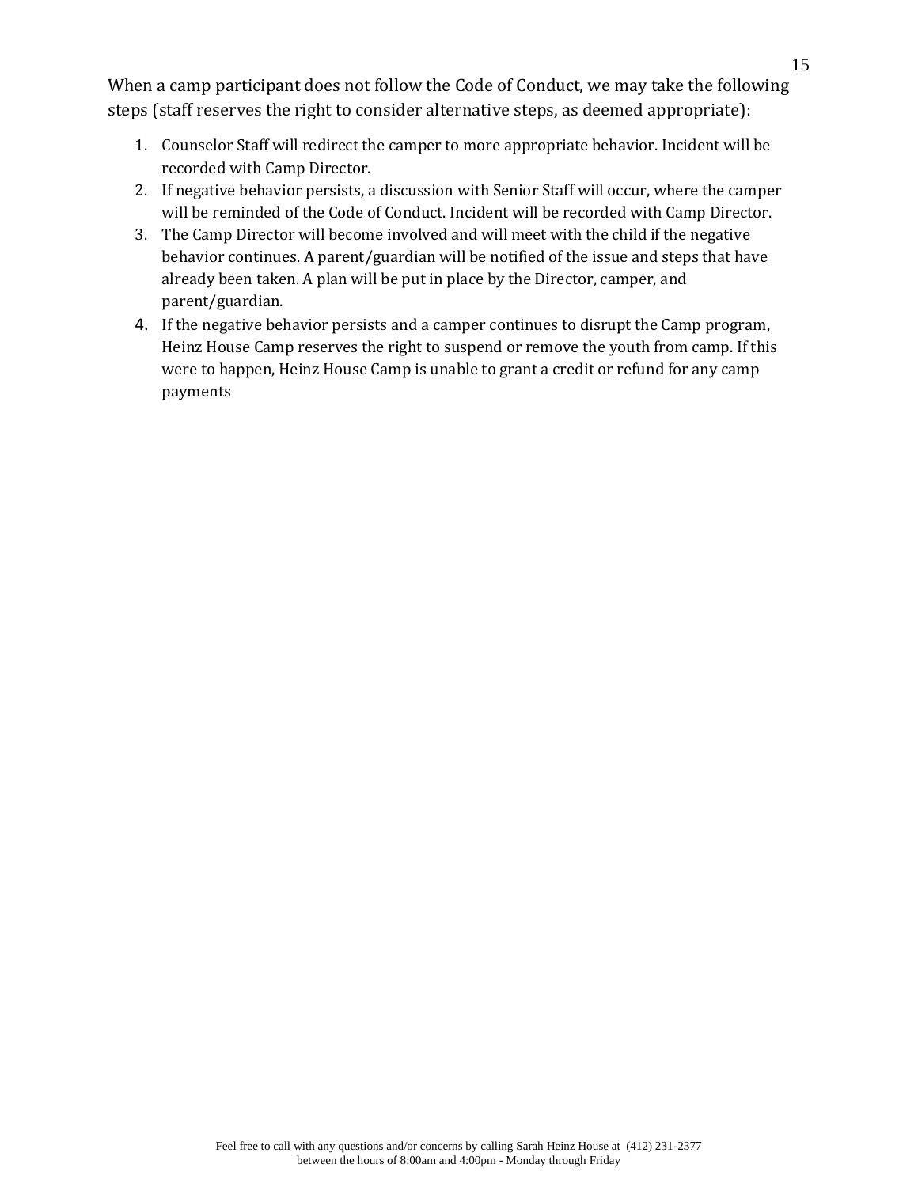When a camp participant does not follow the Code of Conduct, we may take the following steps (staff reserves the right to consider alternative steps, as deemed appropriate):

1. Counselor Staff will redirect the camper to more appropriate behavior. Incident will be recorded with Camp Director.
2. If negative behavior persists, a discussion with Senior Staff will occur, where the camper will be reminded of the Code of Conduct. Incident will be recorded with Camp Director.
3. The Camp Director will become involved and will meet with the child if the negative behavior continues. A parent/guardian will be notified of the issue and steps that have already been taken. A plan will be put in place by the Director, camper, and parent/guardian.
4. If the negative behavior persists and a camper continues to disrupt the Camp program, Heinz House Camp reserves the right to suspend or remove the youth from camp. If this were to happen, Heinz House Camp is unable to grant a credit or refund for any camp payments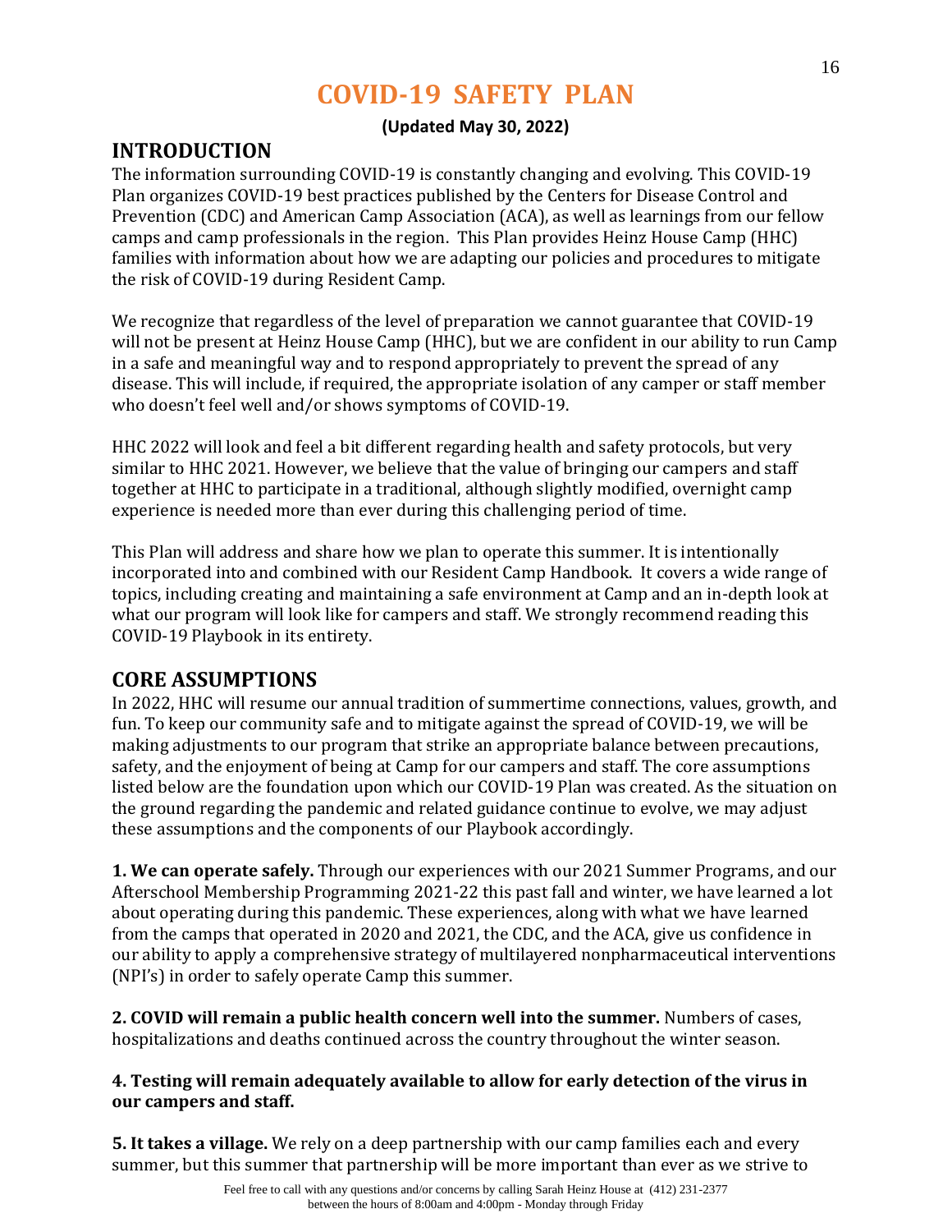# COVID-19 SAFETY PLAN

**(Updated May 30, 2022)**

## INTRODUCTION

The information surrounding COVID-19 is constantly changing and evolving. This COVID-19 Plan organizes COVID-19 best practices published by the Centers for Disease Control and Prevention (CDC) and American Camp Association (ACA), as well as learnings from our fellow camps and camp professionals in the region. This Plan provides Heinz House Camp (HHC) families with information about how we are adapting our policies and procedures to mitigate the risk of COVID-19 during Resident Camp.

We recognize that regardless of the level of preparation we cannot guarantee that COVID-19 will not be present at Heinz House Camp (HHC), but we are confident in our ability to run Camp in a safe and meaningful way and to respond appropriately to prevent the spread of any disease. This will include, if required, the appropriate isolation of any camper or staff member who doesn't feel well and/or shows symptoms of COVID-19.

HHC 2022 will look and feel a bit different regarding health and safety protocols, but very similar to HHC 2021. However, we believe that the value of bringing our campers and staff together at HHC to participate in a traditional, although slightly modified, overnight camp experience is needed more than ever during this challenging period of time.

This Plan will address and share how we plan to operate this summer. It is intentionally incorporated into and combined with our Resident Camp Handbook. It covers a wide range of topics, including creating and maintaining a safe environment at Camp and an in-depth look at what our program will look like for campers and staff. We strongly recommend reading this COVID-19 Playbook in its entirety.

## CORE ASSUMPTIONS

In 2022, HHC will resume our annual tradition of summertime connections, values, growth, and fun. To keep our community safe and to mitigate against the spread of COVID-19, we will be making adjustments to our program that strike an appropriate balance between precautions, safety, and the enjoyment of being at Camp for our campers and staff. The core assumptions listed below are the foundation upon which our COVID-19 Plan was created. As the situation on the ground regarding the pandemic and related guidance continue to evolve, we may adjust these assumptions and the components of our Playbook accordingly.

**1. We can operate safely.** Through our experiences with our 2021 Summer Programs, and our Afterschool Membership Programming 2021-22 this past fall and winter, we have learned a lot about operating during this pandemic. These experiences, along with what we have learned from the camps that operated in 2020 and 2021, the CDC, and the ACA, give us confidence in our ability to apply a comprehensive strategy of multilayered nonpharmaceutical interventions (NPI's) in order to safely operate Camp this summer.

**2. COVID will remain a public health concern well into the summer.** Numbers of cases, hospitalizations and deaths continued across the country throughout the winter season.

**4. Testing will remain adequately available to allow for early detection of the virus in our campers and staff.**

**5. It takes a village.** We rely on a deep partnership with our camp families each and every summer, but this summer that partnership will be more important than ever as we strive to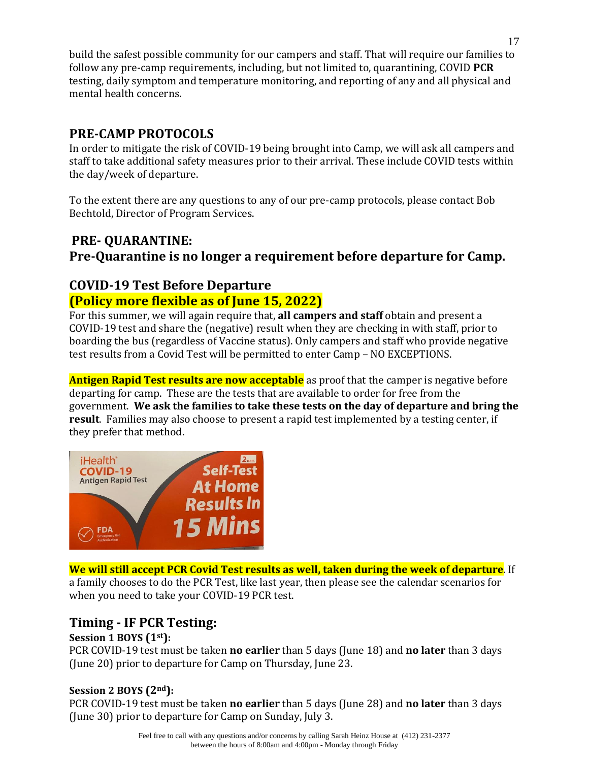build the safest possible community for our campers and staff. That will require our families to follow any pre-camp requirements, including, but not limited to, quarantining, COVID **PCR** testing, daily symptom and temperature monitoring, and reporting of any and all physical and mental health concerns.

## PRE-CAMP PROTOCOLS

In order to mitigate the risk of COVID-19 being brought into Camp, we will ask all campers and staff to take additional safety measures prior to their arrival. These include COVID tests within the day/week of departure.

To the extent there are any questions to any of our pre-camp protocols, please contact Bob Bechtold, Director of Program Services.

## PRE- QUARANTINE:

## Pre-Quarantine is no longer a requirement before departure for Camp.

## COVID-19 Test Before Departure

## (Policy more flexible as of June 15, 2022)

For this summer, we will again require that, **all campers and staff** obtain and present a COVID-19 test and share the (negative) result when they are checking in with staff, prior to boarding the bus (regardless of Vaccine status). Only campers and staff who provide negative test results from a Covid Test will be permitted to enter Camp – NO EXCEPTIONS.

**Antigen Rapid Test results are now acceptable** as proof that the camper is negative before departing for camp. These are the tests that are available to order for free from the government. **We ask the families to take these tests on the day of departure and bring the result**. Families may also choose to present a rapid test implemented by a testing center, if they prefer that method.

**We will still accept PCR Covid Test results as well, taken during the week of departure**. If a family chooses to do the PCR Test, like last year, then please see the calendar scenarios for when you need to take your COVID-19 PCR test.

## Timing - IF PCR Testing:

**Session 1 BOYS (1st):**

PCR COVID-19 test must be taken **no earlier** than 5 days (June 18) and **no later** than 3 days (June 20) prior to departure for Camp on Thursday, June 23.

**Session 2 BOYS (2nd):**

PCR COVID-19 test must be taken **no earlier** than 5 days (June 28) and **no later** than 3 days (June 30) prior to departure for Camp on Sunday, July 3.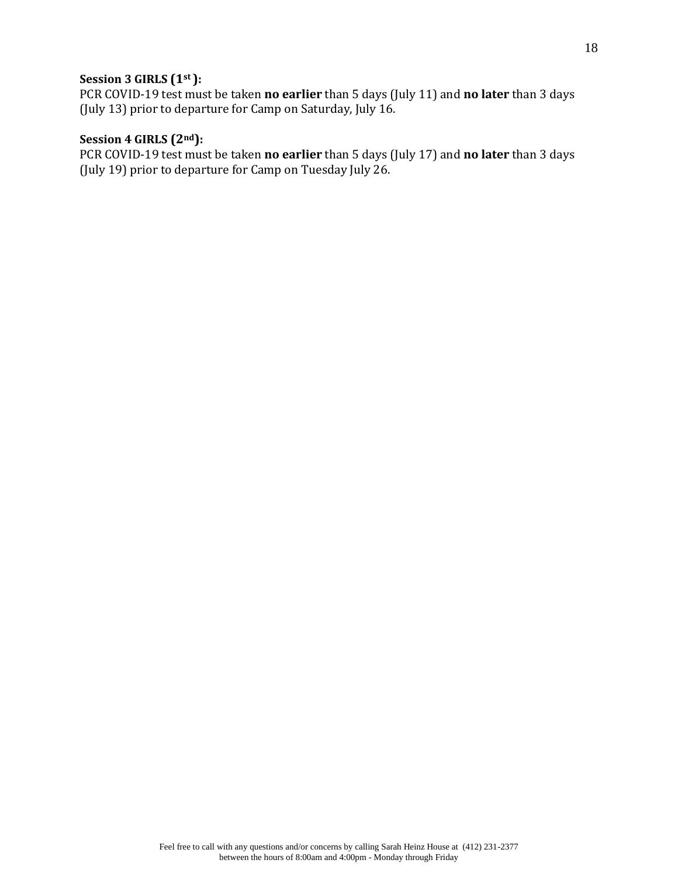**Session 3 GIRLS (1st):**
PCR COVID-19 test must be taken **no earlier** than 5 days (July 11) and **no later** than 3 days (July 13) prior to departure for Camp on Saturday, July 16.

**Session 4 GIRLS (2nd):**
PCR COVID-19 test must be taken **no earlier** than 5 days (July 17) and **no later** than 3 days (July 19) prior to departure for Camp on Tuesday July 26.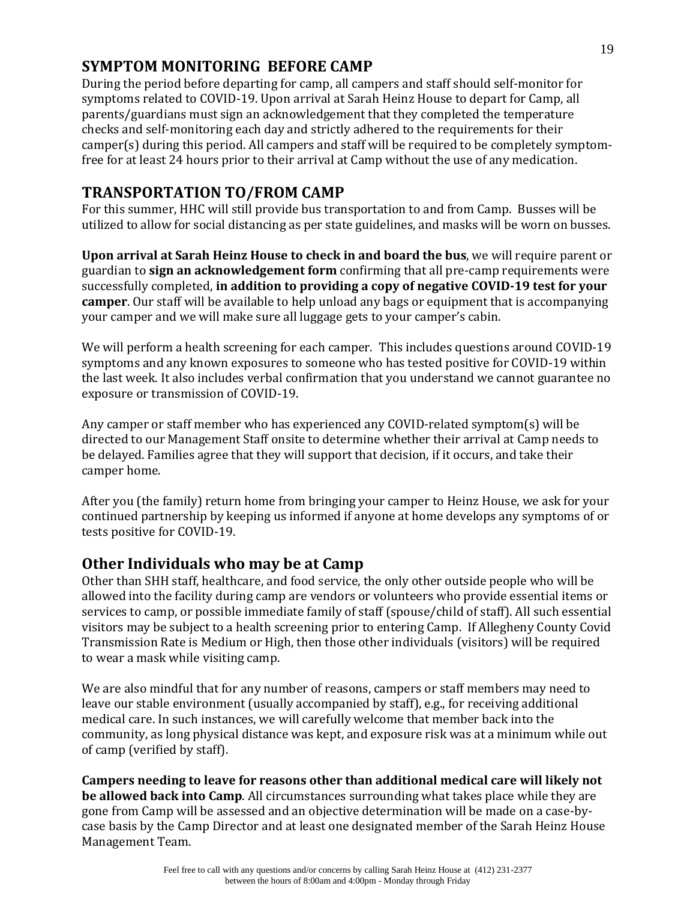## SYMPTOM MONITORING BEFORE CAMP

During the period before departing for camp, all campers and staff should self-monitor for symptoms related to COVID-19. Upon arrival at Sarah Heinz House to depart for Camp, all parents/guardians must sign an acknowledgement that they completed the temperature checks and self-monitoring each day and strictly adhered to the requirements for their camper(s) during this period. All campers and staff will be required to be completely symptom-free for at least 24 hours prior to their arrival at Camp without the use of any medication.

## TRANSPORTATION TO/FROM CAMP

For this summer, HHC will still provide bus transportation to and from Camp. Busses will be utilized to allow for social distancing as per state guidelines, and masks will be worn on busses.

**Upon arrival at Sarah Heinz House to check in and board the bus**, we will require parent or guardian to **sign an acknowledgement form** confirming that all pre-camp requirements were successfully completed, **in addition to providing a copy of negative COVID-19 test for your camper**. Our staff will be available to help unload any bags or equipment that is accompanying your camper and we will make sure all luggage gets to your camper's cabin.

We will perform a health screening for each camper. This includes questions around COVID-19 symptoms and any known exposures to someone who has tested positive for COVID-19 within the last week. It also includes verbal confirmation that you understand we cannot guarantee no exposure or transmission of COVID-19.

Any camper or staff member who has experienced any COVID-related symptom(s) will be directed to our Management Staff onsite to determine whether their arrival at Camp needs to be delayed. Families agree that they will support that decision, if it occurs, and take their camper home.

After you (the family) return home from bringing your camper to Heinz House, we ask for your continued partnership by keeping us informed if anyone at home develops any symptoms of or tests positive for COVID-19.

## Other Individuals who may be at Camp

Other than SHH staff, healthcare, and food service, the only other outside people who will be allowed into the facility during camp are vendors or volunteers who provide essential items or services to camp, or possible immediate family of staff (spouse/child of staff). All such essential visitors may be subject to a health screening prior to entering Camp. If Allegheny County Covid Transmission Rate is Medium or High, then those other individuals (visitors) will be required to wear a mask while visiting camp.

We are also mindful that for any number of reasons, campers or staff members may need to leave our stable environment (usually accompanied by staff), e.g., for receiving additional medical care. In such instances, we will carefully welcome that member back into the community, as long physical distance was kept, and exposure risk was at a minimum while out of camp (verified by staff).

**Campers needing to leave for reasons other than additional medical care will likely not be allowed back into Camp**. All circumstances surrounding what takes place while they are gone from Camp will be assessed and an objective determination will be made on a case-by-case basis by the Camp Director and at least one designated member of the Sarah Heinz House Management Team.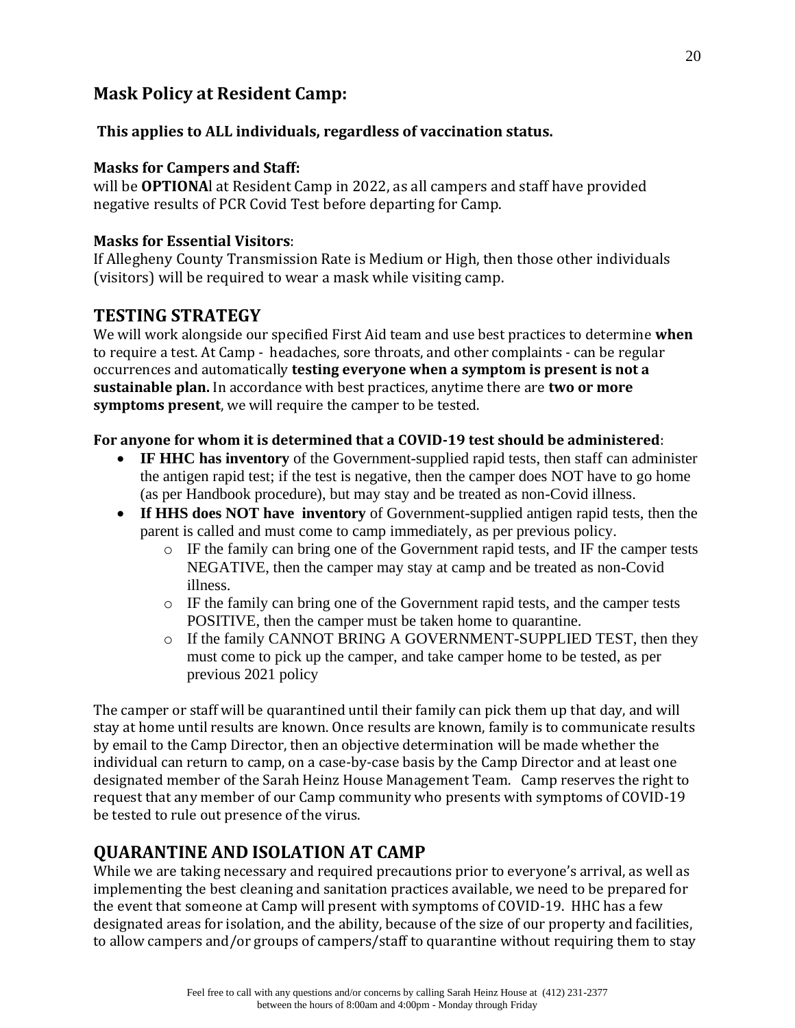## Mask Policy at Resident Camp:

**This applies to ALL individuals, regardless of vaccination status.**

**Masks for Campers and Staff:**
will be **OPTIONA**l at Resident Camp in 2022, as all campers and staff have provided negative results of PCR Covid Test before departing for Camp.

**Masks for Essential Visitors**:
If Allegheny County Transmission Rate is Medium or High, then those other individuals (visitors) will be required to wear a mask while visiting camp.

## TESTING STRATEGY

We will work alongside our specified First Aid team and use best practices to determine **when** to require a test. At Camp - headaches, sore throats, and other complaints - can be regular occurrences and automatically **testing everyone when a symptom is present is not a sustainable plan.** In accordance with best practices, anytime there are **two or more symptoms present**, we will require the camper to be tested.

**For anyone for whom it is determined that a COVID-19 test should be administered**:

- **IF HHC has inventory** of the Government-supplied rapid tests, then staff can administer the antigen rapid test; if the test is negative, then the camper does NOT have to go home (as per Handbook procedure), but may stay and be treated as non-Covid illness.
- **If HHS does NOT have inventory** of Government-supplied antigen rapid tests, then the parent is called and must come to camp immediately, as per previous policy.
  - IF the family can bring one of the Government rapid tests, and IF the camper tests NEGATIVE, then the camper may stay at camp and be treated as non-Covid illness.
  - IF the family can bring one of the Government rapid tests, and the camper tests POSITIVE, then the camper must be taken home to quarantine.
  - If the family CANNOT BRING A GOVERNMENT-SUPPLIED TEST, then they must come to pick up the camper, and take camper home to be tested, as per previous 2021 policy

The camper or staff will be quarantined until their family can pick them up that day, and will stay at home until results are known. Once results are known, family is to communicate results by email to the Camp Director, then an objective determination will be made whether the individual can return to camp, on a case-by-case basis by the Camp Director and at least one designated member of the Sarah Heinz House Management Team. Camp reserves the right to request that any member of our Camp community who presents with symptoms of COVID-19 be tested to rule out presence of the virus.

## QUARANTINE AND ISOLATION AT CAMP

While we are taking necessary and required precautions prior to everyone's arrival, as well as implementing the best cleaning and sanitation practices available, we need to be prepared for the event that someone at Camp will present with symptoms of COVID-19. HHC has a few designated areas for isolation, and the ability, because of the size of our property and facilities, to allow campers and/or groups of campers/staff to quarantine without requiring them to stay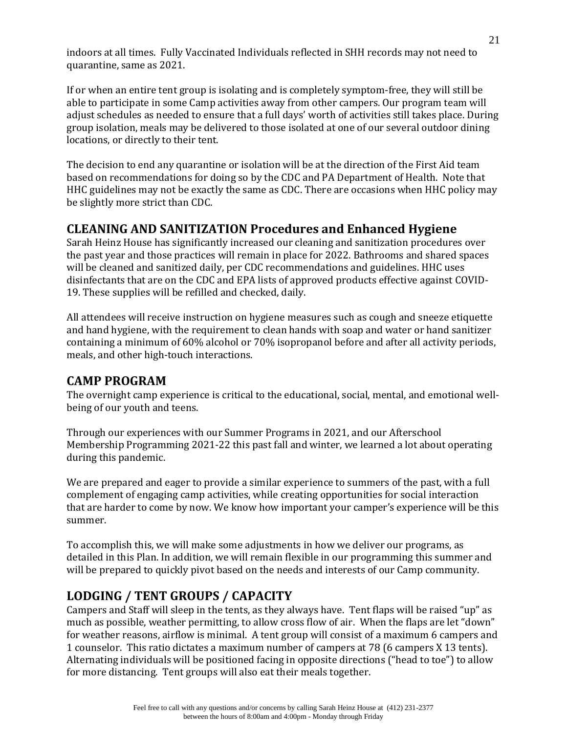indoors at all times. Fully Vaccinated Individuals reflected in SHH records may not need to quarantine, same as 2021.

If or when an entire tent group is isolating and is completely symptom-free, they will still be able to participate in some Camp activities away from other campers. Our program team will adjust schedules as needed to ensure that a full days' worth of activities still takes place. During group isolation, meals may be delivered to those isolated at one of our several outdoor dining locations, or directly to their tent.

The decision to end any quarantine or isolation will be at the direction of the First Aid team based on recommendations for doing so by the CDC and PA Department of Health. Note that HHC guidelines may not be exactly the same as CDC. There are occasions when HHC policy may be slightly more strict than CDC.

## CLEANING AND SANITIZATION Procedures and Enhanced Hygiene

Sarah Heinz House has significantly increased our cleaning and sanitization procedures over the past year and those practices will remain in place for 2022. Bathrooms and shared spaces will be cleaned and sanitized daily, per CDC recommendations and guidelines. HHC uses disinfectants that are on the CDC and EPA lists of approved products effective against COVID-19. These supplies will be refilled and checked, daily.

All attendees will receive instruction on hygiene measures such as cough and sneeze etiquette and hand hygiene, with the requirement to clean hands with soap and water or hand sanitizer containing a minimum of 60% alcohol or 70% isopropanol before and after all activity periods, meals, and other high-touch interactions.

## CAMP PROGRAM

The overnight camp experience is critical to the educational, social, mental, and emotional well-being of our youth and teens.

Through our experiences with our Summer Programs in 2021, and our Afterschool Membership Programming 2021-22 this past fall and winter, we learned a lot about operating during this pandemic.

We are prepared and eager to provide a similar experience to summers of the past, with a full complement of engaging camp activities, while creating opportunities for social interaction that are harder to come by now. We know how important your camper's experience will be this summer.

To accomplish this, we will make some adjustments in how we deliver our programs, as detailed in this Plan. In addition, we will remain flexible in our programming this summer and will be prepared to quickly pivot based on the needs and interests of our Camp community.

## LODGING / TENT GROUPS / CAPACITY

Campers and Staff will sleep in the tents, as they always have. Tent flaps will be raised "up" as much as possible, weather permitting, to allow cross flow of air. When the flaps are let "down" for weather reasons, airflow is minimal. A tent group will consist of a maximum 6 campers and 1 counselor. This ratio dictates a maximum number of campers at 78 (6 campers X 13 tents). Alternating individuals will be positioned facing in opposite directions ("head to toe") to allow for more distancing. Tent groups will also eat their meals together.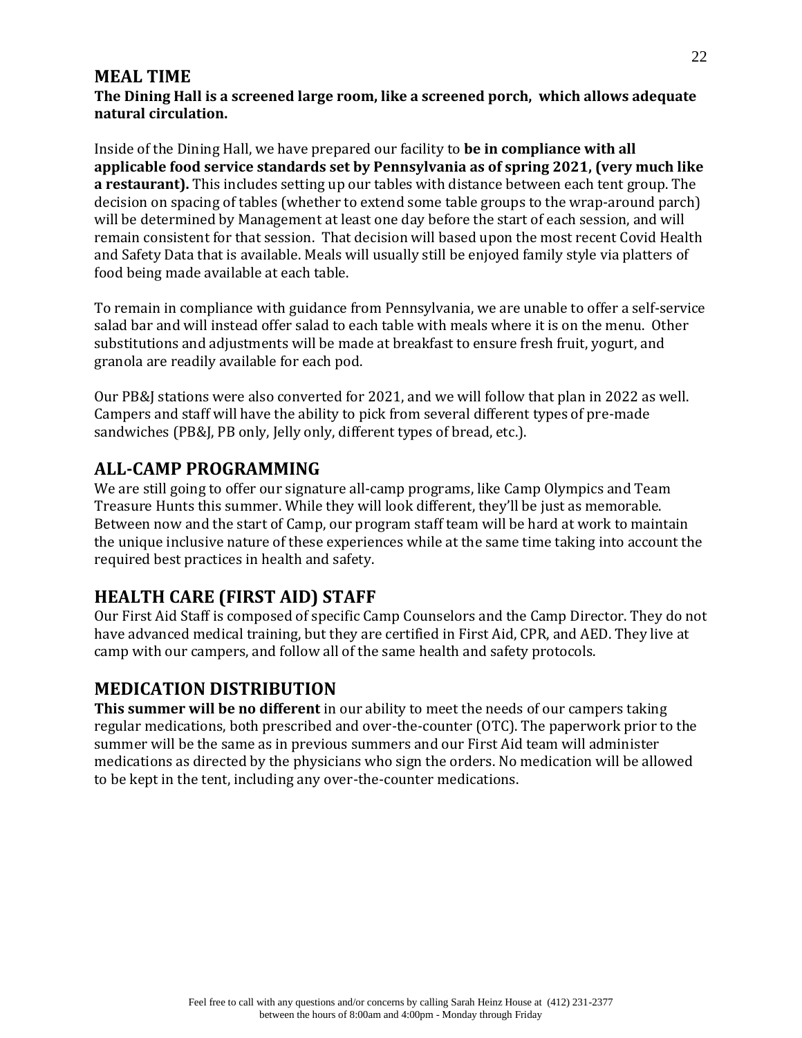## MEAL TIME

**The Dining Hall is a screened large room, like a screened porch, which allows adequate natural circulation.**

Inside of the Dining Hall, we have prepared our facility to **be in compliance with all applicable food service standards set by Pennsylvania as of spring 2021, (very much like a restaurant).** This includes setting up our tables with distance between each tent group. The decision on spacing of tables (whether to extend some table groups to the wrap-around parch) will be determined by Management at least one day before the start of each session, and will remain consistent for that session. That decision will based upon the most recent Covid Health and Safety Data that is available. Meals will usually still be enjoyed family style via platters of food being made available at each table.

To remain in compliance with guidance from Pennsylvania, we are unable to offer a self-service salad bar and will instead offer salad to each table with meals where it is on the menu. Other substitutions and adjustments will be made at breakfast to ensure fresh fruit, yogurt, and granola are readily available for each pod.

Our PB&J stations were also converted for 2021, and we will follow that plan in 2022 as well. Campers and staff will have the ability to pick from several different types of pre-made sandwiches (PB&J, PB only, Jelly only, different types of bread, etc.).

## ALL-CAMP PROGRAMMING

We are still going to offer our signature all-camp programs, like Camp Olympics and Team Treasure Hunts this summer. While they will look different, they'll be just as memorable. Between now and the start of Camp, our program staff team will be hard at work to maintain the unique inclusive nature of these experiences while at the same time taking into account the required best practices in health and safety.

## HEALTH CARE (FIRST AID) STAFF

Our First Aid Staff is composed of specific Camp Counselors and the Camp Director. They do not have advanced medical training, but they are certified in First Aid, CPR, and AED. They live at camp with our campers, and follow all of the same health and safety protocols.

## MEDICATION DISTRIBUTION

**This summer will be no different** in our ability to meet the needs of our campers taking regular medications, both prescribed and over-the-counter (OTC). The paperwork prior to the summer will be the same as in previous summers and our First Aid team will administer medications as directed by the physicians who sign the orders. No medication will be allowed to be kept in the tent, including any over-the-counter medications.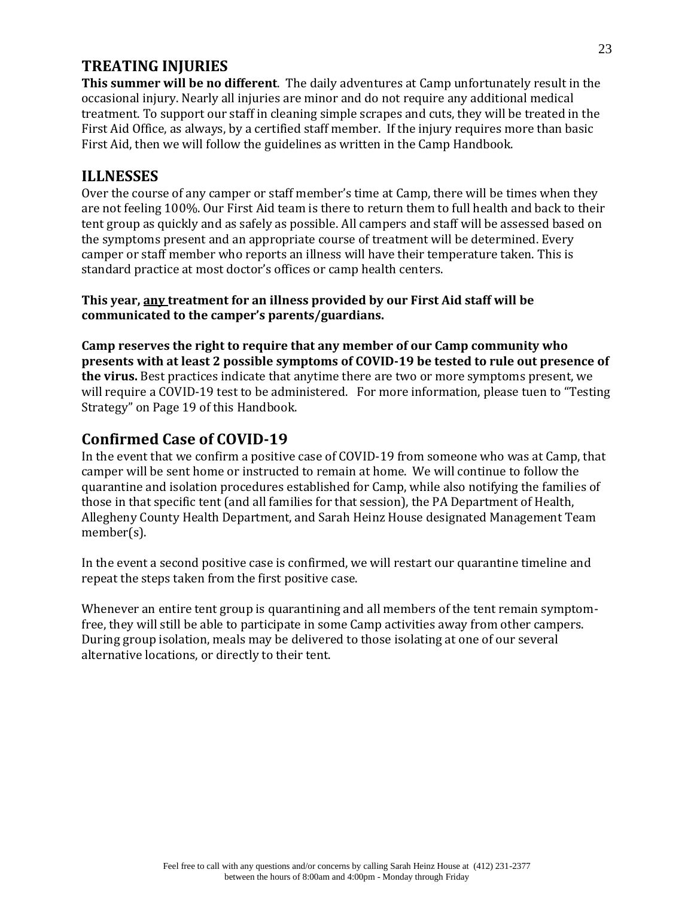## TREATING INJURIES

**This summer will be no different**. The daily adventures at Camp unfortunately result in the occasional injury. Nearly all injuries are minor and do not require any additional medical treatment. To support our staff in cleaning simple scrapes and cuts, they will be treated in the First Aid Office, as always, by a certified staff member. If the injury requires more than basic First Aid, then we will follow the guidelines as written in the Camp Handbook.

## ILLNESSES

Over the course of any camper or staff member's time at Camp, there will be times when they are not feeling 100%. Our First Aid team is there to return them to full health and back to their tent group as quickly and as safely as possible. All campers and staff will be assessed based on the symptoms present and an appropriate course of treatment will be determined. Every camper or staff member who reports an illness will have their temperature taken. This is standard practice at most doctor's offices or camp health centers.

**This year, <u>any</u> treatment for an illness provided by our First Aid staff will be communicated to the camper's parents/guardians.**

**Camp reserves the right to require that any member of our Camp community who presents with at least 2 possible symptoms of COVID-19 be tested to rule out presence of the virus.** Best practices indicate that anytime there are two or more symptoms present, we will require a COVID-19 test to be administered. For more information, please tuen to "Testing Strategy" on Page 19 of this Handbook.

## Confirmed Case of COVID-19

In the event that we confirm a positive case of COVID-19 from someone who was at Camp, that camper will be sent home or instructed to remain at home. We will continue to follow the quarantine and isolation procedures established for Camp, while also notifying the families of those in that specific tent (and all families for that session), the PA Department of Health, Allegheny County Health Department, and Sarah Heinz House designated Management Team member(s).

In the event a second positive case is confirmed, we will restart our quarantine timeline and repeat the steps taken from the first positive case.

Whenever an entire tent group is quarantining and all members of the tent remain symptom-free, they will still be able to participate in some Camp activities away from other campers. During group isolation, meals may be delivered to those isolating at one of our several alternative locations, or directly to their tent.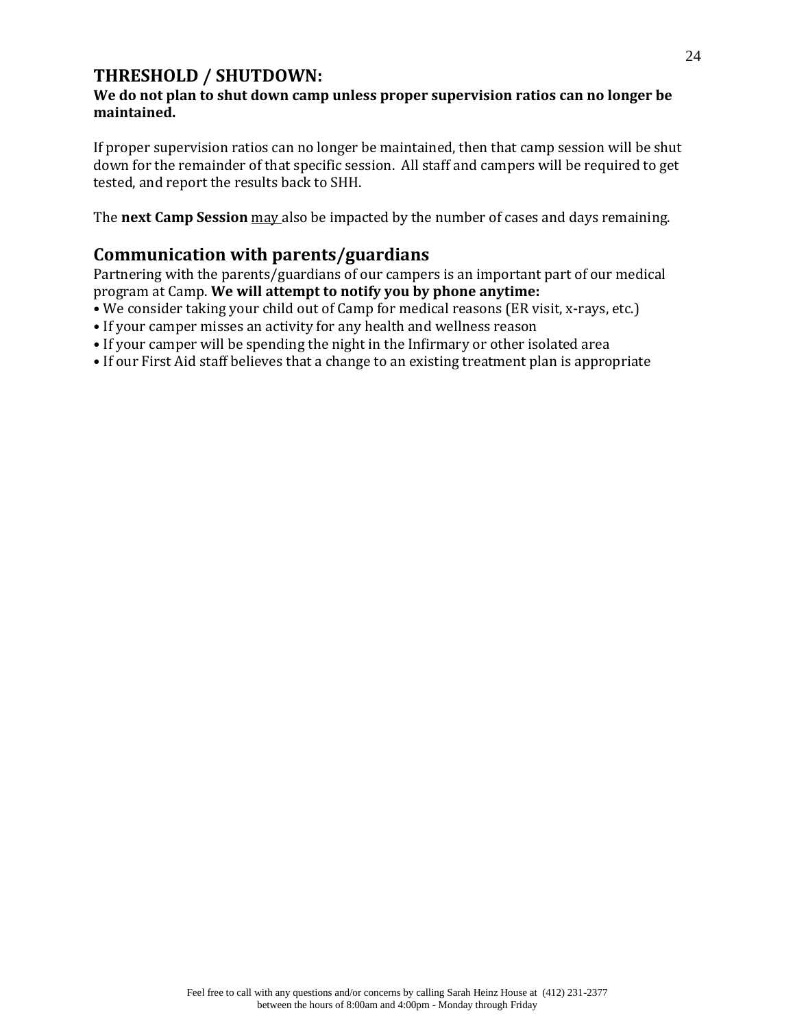## THRESHOLD / SHUTDOWN:

**We do not plan to shut down camp unless proper supervision ratios can no longer be maintained.**

If proper supervision ratios can no longer be maintained, then that camp session will be shut down for the remainder of that specific session. All staff and campers will be required to get tested, and report the results back to SHH.

The **next Camp Session** may also be impacted by the number of cases and days remaining.

## Communication with parents/guardians

Partnering with the parents/guardians of our campers is an important part of our medical program at Camp. **We will attempt to notify you by phone anytime:**

- We consider taking your child out of Camp for medical reasons (ER visit, x-rays, etc.)
- If your camper misses an activity for any health and wellness reason
- If your camper will be spending the night in the Infirmary or other isolated area
- If our First Aid staff believes that a change to an existing treatment plan is appropriate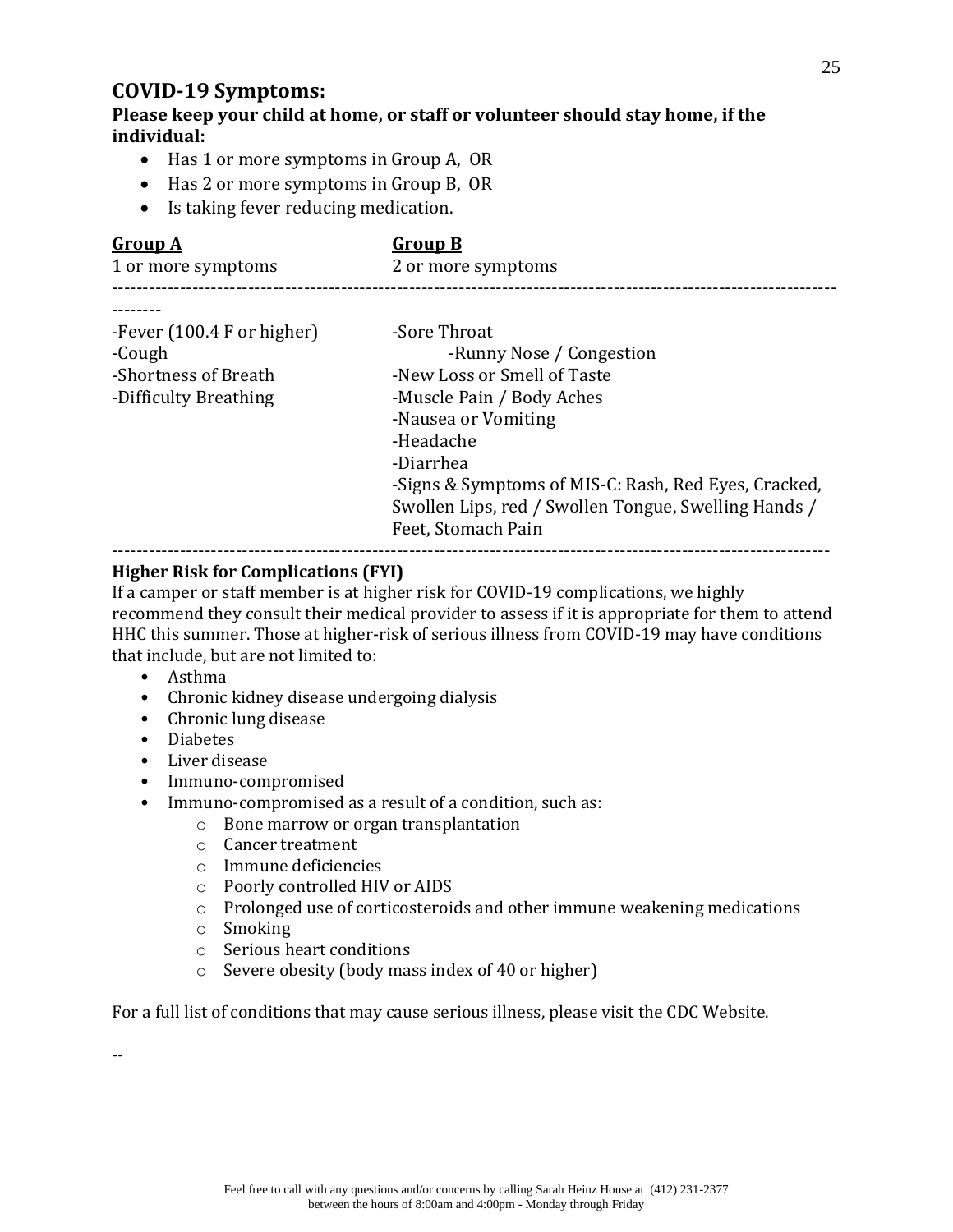## COVID-19 Symptoms:

**Please keep your child at home, or staff or volunteer should stay home, if the individual:**

- Has 1 or more symptoms in Group A, OR
- Has 2 or more symptoms in Group B, OR
- Is taking fever reducing medication.

| **Group A**<br>1 or more symptoms | **Group B**<br>2 or more symptoms |
|---|---|
| -Fever (100.4 F or higher) | -Sore Throat |
| -Cough | -Runny Nose / Congestion |
| -Shortness of Breath | -New Loss or Smell of Taste |
| -Difficulty Breathing | -Muscle Pain / Body Aches |
| | -Nausea or Vomiting |
| | -Headache |
| | -Diarrhea |
| | -Signs & Symptoms of MIS-C: Rash, Red Eyes, Cracked, Swollen Lips, red / Swollen Tongue, Swelling Hands / Feet, Stomach Pain |

**Higher Risk for Complications (FYI)**

If a camper or staff member is at higher risk for COVID-19 complications, we highly recommend they consult their medical provider to assess if it is appropriate for them to attend HHC this summer. Those at higher-risk of serious illness from COVID-19 may have conditions that include, but are not limited to:

- Asthma
- Chronic kidney disease undergoing dialysis
- Chronic lung disease
- Diabetes
- Liver disease
- Immuno-compromised
- Immuno-compromised as a result of a condition, such as:
    - Bone marrow or organ transplantation
    - Cancer treatment
    - Immune deficiencies
    - Poorly controlled HIV or AIDS
    - Prolonged use of corticosteroids and other immune weakening medications
    - Smoking
    - Serious heart conditions
    - Severe obesity (body mass index of 40 or higher)

For a full list of conditions that may cause serious illness, please visit the CDC Website.

--

Feel free to call with any questions and/or concerns by calling Sarah Heinz House at (412) 231-2377 between the hours of 8:00am and 4:00pm - Monday through Friday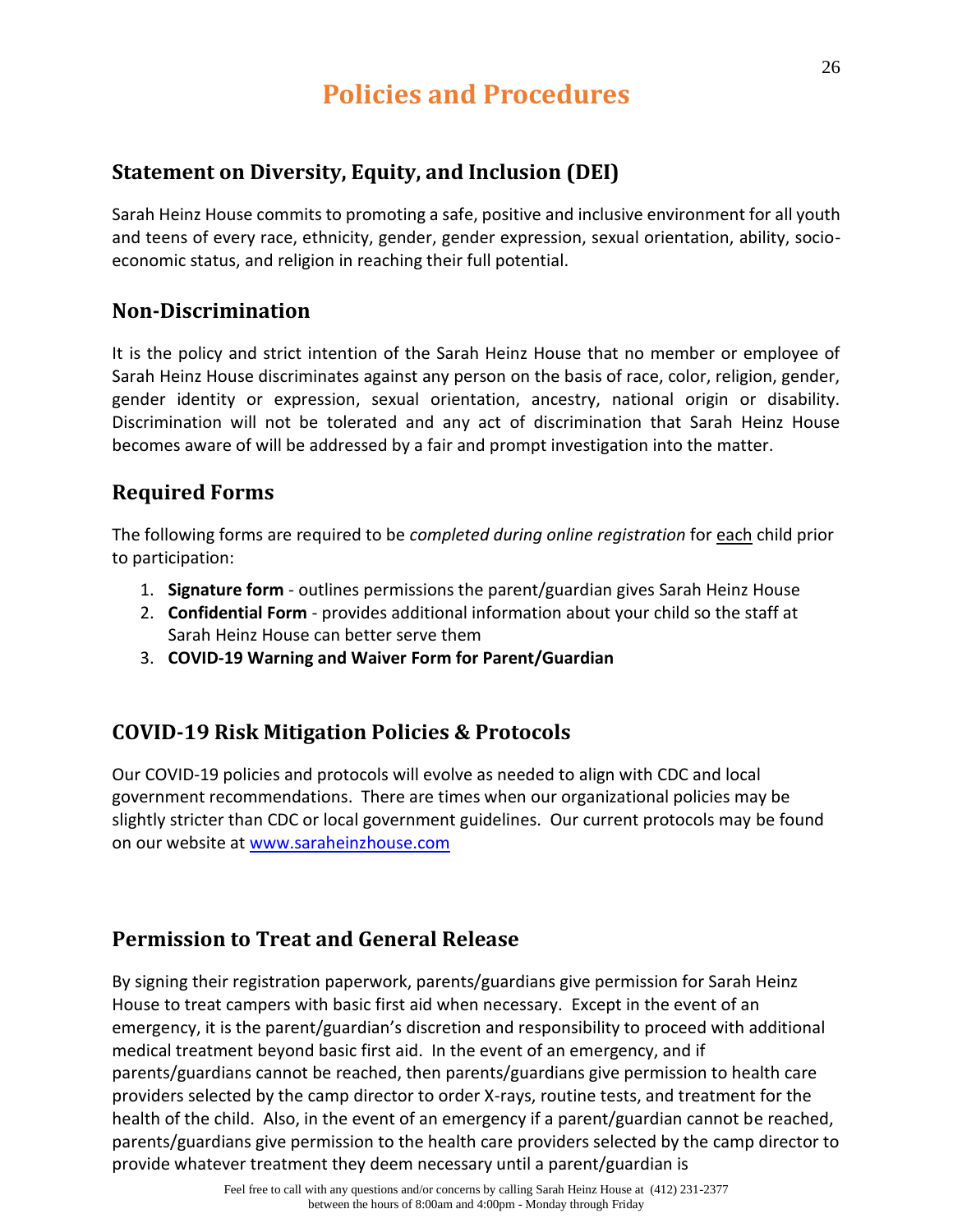# Policies and Procedures

## Statement on Diversity, Equity, and Inclusion (DEI)

Sarah Heinz House commits to promoting a safe, positive and inclusive environment for all youth and teens of every race, ethnicity, gender, gender expression, sexual orientation, ability, socio-economic status, and religion in reaching their full potential.

## Non-Discrimination

It is the policy and strict intention of the Sarah Heinz House that no member or employee of Sarah Heinz House discriminates against any person on the basis of race, color, religion, gender, gender identity or expression, sexual orientation, ancestry, national origin or disability. Discrimination will not be tolerated and any act of discrimination that Sarah Heinz House becomes aware of will be addressed by a fair and prompt investigation into the matter.

## Required Forms

The following forms are required to be *completed during online registration* for <u>each</u> child prior to participation:

1. **Signature form** - outlines permissions the parent/guardian gives Sarah Heinz House
2. **Confidential Form** - provides additional information about your child so the staff at Sarah Heinz House can better serve them
3. **COVID-19 Warning and Waiver Form for Parent/Guardian**

## COVID-19 Risk Mitigation Policies & Protocols

Our COVID-19 policies and protocols will evolve as needed to align with CDC and local government recommendations. There are times when our organizational policies may be slightly stricter than CDC or local government guidelines. Our current protocols may be found on our website at [www.saraheinzhouse.com](http://www.saraheinzhouse.com)

## Permission to Treat and General Release

By signing their registration paperwork, parents/guardians give permission for Sarah Heinz House to treat campers with basic first aid when necessary. Except in the event of an emergency, it is the parent/guardian's discretion and responsibility to proceed with additional medical treatment beyond basic first aid. In the event of an emergency, and if parents/guardians cannot be reached, then parents/guardians give permission to health care providers selected by the camp director to order X-rays, routine tests, and treatment for the health of the child. Also, in the event of an emergency if a parent/guardian cannot be reached, parents/guardians give permission to the health care providers selected by the camp director to provide whatever treatment they deem necessary until a parent/guardian is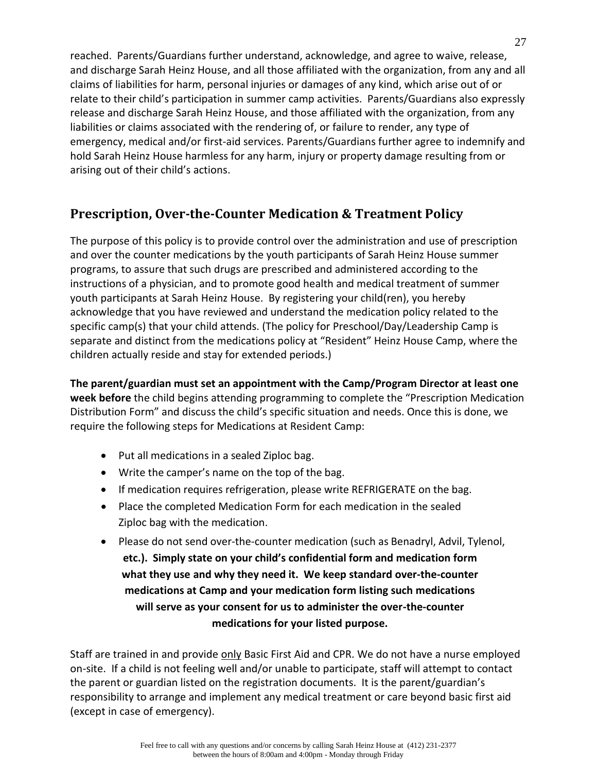reached. Parents/Guardians further understand, acknowledge, and agree to waive, release, and discharge Sarah Heinz House, and all those affiliated with the organization, from any and all claims of liabilities for harm, personal injuries or damages of any kind, which arise out of or relate to their child's participation in summer camp activities. Parents/Guardians also expressly release and discharge Sarah Heinz House, and those affiliated with the organization, from any liabilities or claims associated with the rendering of, or failure to render, any type of emergency, medical and/or first-aid services. Parents/Guardians further agree to indemnify and hold Sarah Heinz House harmless for any harm, injury or property damage resulting from or arising out of their child's actions.

## Prescription, Over-the-Counter Medication & Treatment Policy

The purpose of this policy is to provide control over the administration and use of prescription and over the counter medications by the youth participants of Sarah Heinz House summer programs, to assure that such drugs are prescribed and administered according to the instructions of a physician, and to promote good health and medical treatment of summer youth participants at Sarah Heinz House. By registering your child(ren), you hereby acknowledge that you have reviewed and understand the medication policy related to the specific camp(s) that your child attends. (The policy for Preschool/Day/Leadership Camp is separate and distinct from the medications policy at "Resident" Heinz House Camp, where the children actually reside and stay for extended periods.)

**The parent/guardian must set an appointment with the Camp/Program Director at least one week before** the child begins attending programming to complete the "Prescription Medication Distribution Form" and discuss the child's specific situation and needs. Once this is done, we require the following steps for Medications at Resident Camp:

- Put all medications in a sealed Ziploc bag.
- Write the camper's name on the top of the bag.
- If medication requires refrigeration, please write REFRIGERATE on the bag.
- Place the completed Medication Form for each medication in the sealed Ziploc bag with the medication.
- Please do not send over-the-counter medication (such as Benadryl, Advil, Tylenol, **etc.). Simply state on your child's confidential form and medication form what they use and why they need it. We keep standard over-the-counter medications at Camp and your medication form listing such medications will serve as your consent for us to administer the over-the-counter medications for your listed purpose.**

Staff are trained in and provide <u>only</u> Basic First Aid and CPR. We do not have a nurse employed on-site. If a child is not feeling well and/or unable to participate, staff will attempt to contact the parent or guardian listed on the registration documents. It is the parent/guardian's responsibility to arrange and implement any medical treatment or care beyond basic first aid (except in case of emergency).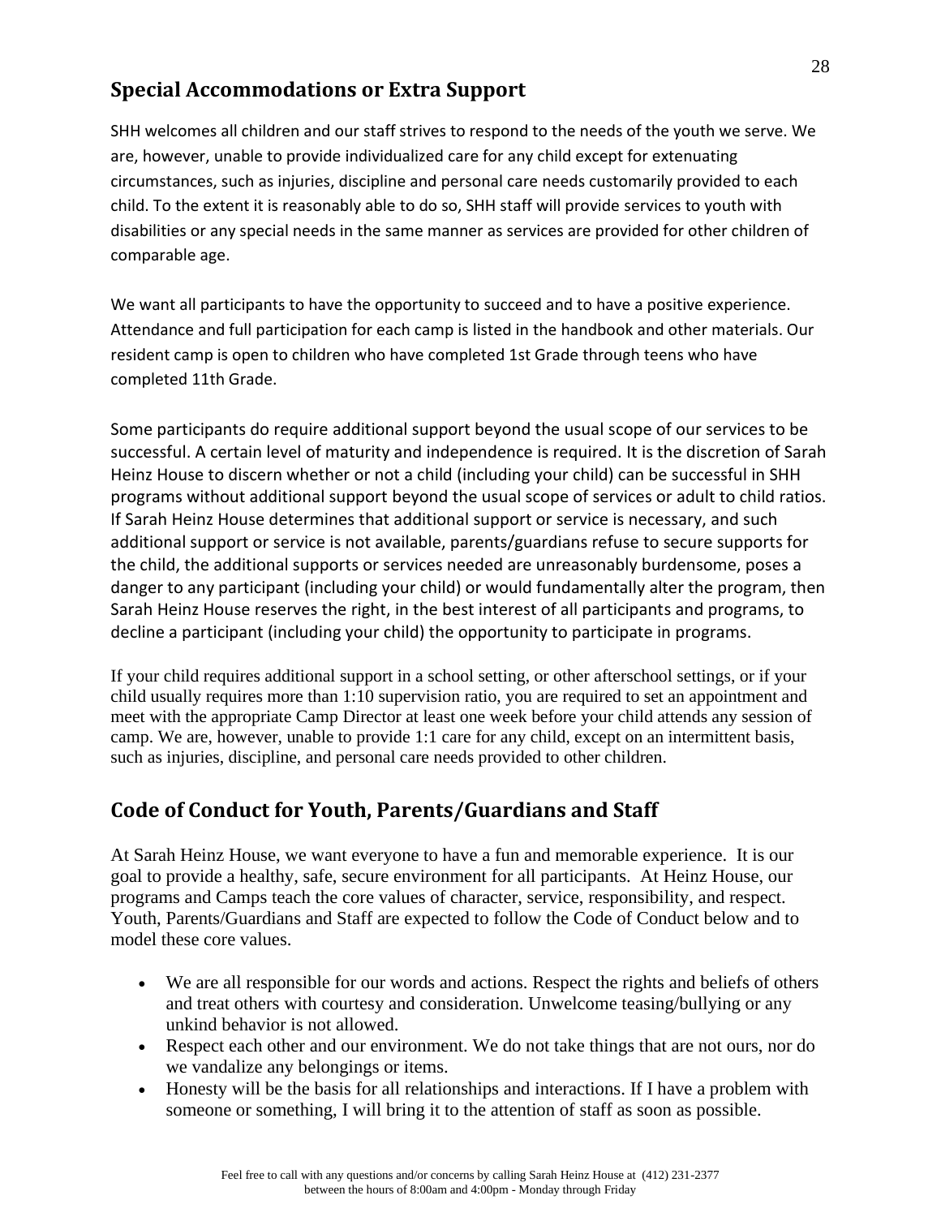## Special Accommodations or Extra Support

SHH welcomes all children and our staff strives to respond to the needs of the youth we serve. We are, however, unable to provide individualized care for any child except for extenuating circumstances, such as injuries, discipline and personal care needs customarily provided to each child. To the extent it is reasonably able to do so, SHH staff will provide services to youth with disabilities or any special needs in the same manner as services are provided for other children of comparable age.

We want all participants to have the opportunity to succeed and to have a positive experience. Attendance and full participation for each camp is listed in the handbook and other materials. Our resident camp is open to children who have completed 1st Grade through teens who have completed 11th Grade.

Some participants do require additional support beyond the usual scope of our services to be successful. A certain level of maturity and independence is required. It is the discretion of Sarah Heinz House to discern whether or not a child (including your child) can be successful in SHH programs without additional support beyond the usual scope of services or adult to child ratios. If Sarah Heinz House determines that additional support or service is necessary, and such additional support or service is not available, parents/guardians refuse to secure supports for the child, the additional supports or services needed are unreasonably burdensome, poses a danger to any participant (including your child) or would fundamentally alter the program, then Sarah Heinz House reserves the right, in the best interest of all participants and programs, to decline a participant (including your child) the opportunity to participate in programs.

If your child requires additional support in a school setting, or other afterschool settings, or if your child usually requires more than 1:10 supervision ratio, you are required to set an appointment and meet with the appropriate Camp Director at least one week before your child attends any session of camp. We are, however, unable to provide 1:1 care for any child, except on an intermittent basis, such as injuries, discipline, and personal care needs provided to other children.

## Code of Conduct for Youth, Parents/Guardians and Staff

At Sarah Heinz House, we want everyone to have a fun and memorable experience. It is our goal to provide a healthy, safe, secure environment for all participants. At Heinz House, our programs and Camps teach the core values of character, service, responsibility, and respect. Youth, Parents/Guardians and Staff are expected to follow the Code of Conduct below and to model these core values.

- We are all responsible for our words and actions. Respect the rights and beliefs of others and treat others with courtesy and consideration. Unwelcome teasing/bullying or any unkind behavior is not allowed.
- Respect each other and our environment. We do not take things that are not ours, nor do we vandalize any belongings or items.
- Honesty will be the basis for all relationships and interactions. If I have a problem with someone or something, I will bring it to the attention of staff as soon as possible.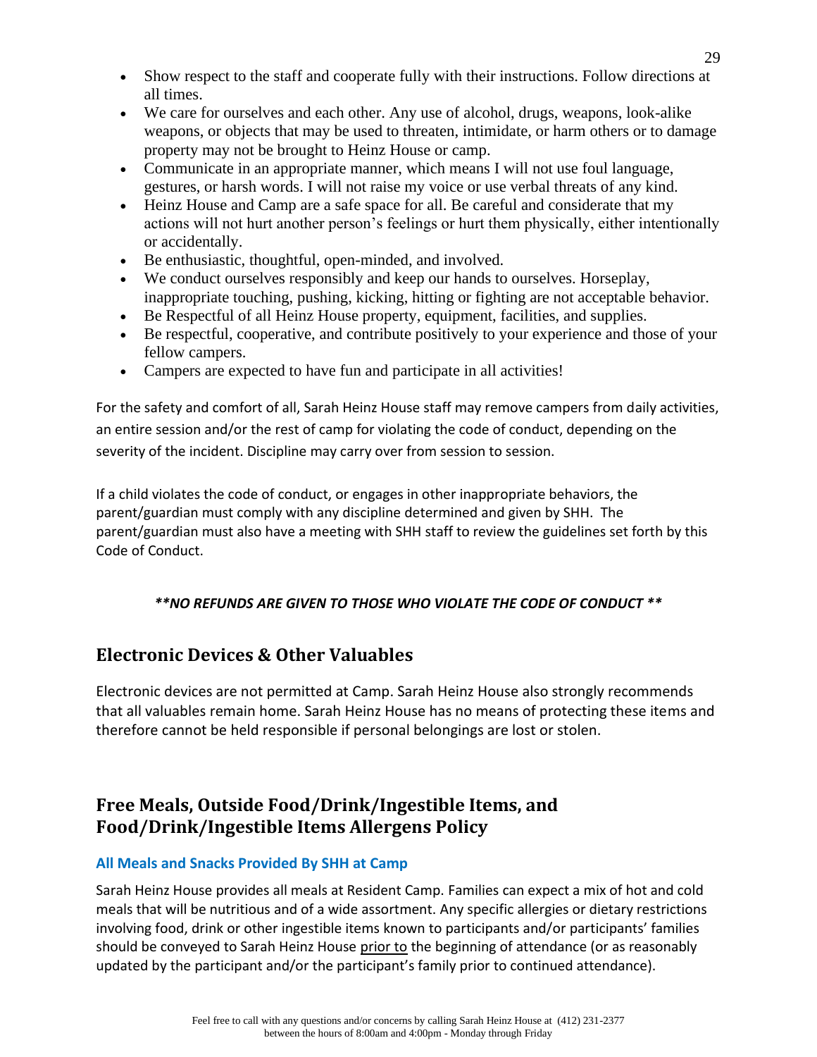- Show respect to the staff and cooperate fully with their instructions. Follow directions at all times.
- We care for ourselves and each other. Any use of alcohol, drugs, weapons, look-alike weapons, or objects that may be used to threaten, intimidate, or harm others or to damage property may not be brought to Heinz House or camp.
- Communicate in an appropriate manner, which means I will not use foul language, gestures, or harsh words. I will not raise my voice or use verbal threats of any kind.
- Heinz House and Camp are a safe space for all. Be careful and considerate that my actions will not hurt another person's feelings or hurt them physically, either intentionally or accidentally.
- Be enthusiastic, thoughtful, open-minded, and involved.
- We conduct ourselves responsibly and keep our hands to ourselves. Horseplay, inappropriate touching, pushing, kicking, hitting or fighting are not acceptable behavior.
- Be Respectful of all Heinz House property, equipment, facilities, and supplies.
- Be respectful, cooperative, and contribute positively to your experience and those of your fellow campers.
- Campers are expected to have fun and participate in all activities!

For the safety and comfort of all, Sarah Heinz House staff may remove campers from daily activities, an entire session and/or the rest of camp for violating the code of conduct, depending on the severity of the incident. Discipline may carry over from session to session.

If a child violates the code of conduct, or engages in other inappropriate behaviors, the parent/guardian must comply with any discipline determined and given by SHH. The parent/guardian must also have a meeting with SHH staff to review the guidelines set forth by this Code of Conduct.

***\*\*NO REFUNDS ARE GIVEN TO THOSE WHO VIOLATE THE CODE OF CONDUCT \*\****

## Electronic Devices & Other Valuables

Electronic devices are not permitted at Camp. Sarah Heinz House also strongly recommends that all valuables remain home. Sarah Heinz House has no means of protecting these items and therefore cannot be held responsible if personal belongings are lost or stolen.

## Free Meals, Outside Food/Drink/Ingestible Items, and Food/Drink/Ingestible Items Allergens Policy

### All Meals and Snacks Provided By SHH at Camp

Sarah Heinz House provides all meals at Resident Camp. Families can expect a mix of hot and cold meals that will be nutritious and of a wide assortment. Any specific allergies or dietary restrictions involving food, drink or other ingestible items known to participants and/or participants' families should be conveyed to Sarah Heinz House <u>prior to</u> the beginning of attendance (or as reasonably updated by the participant and/or the participant's family prior to continued attendance).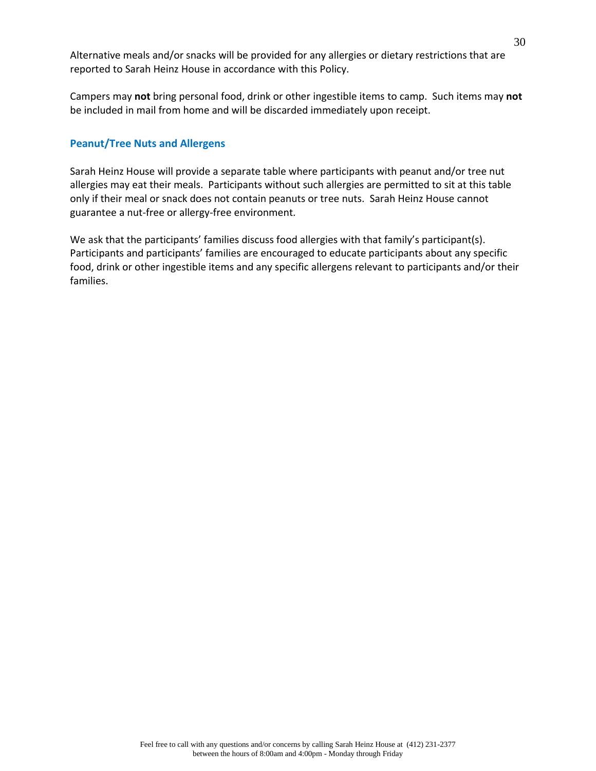Alternative meals and/or snacks will be provided for any allergies or dietary restrictions that are reported to Sarah Heinz House in accordance with this Policy.

Campers may **not** bring personal food, drink or other ingestible items to camp. Such items may **not** be included in mail from home and will be discarded immediately upon receipt.

### Peanut/Tree Nuts and Allergens

Sarah Heinz House will provide a separate table where participants with peanut and/or tree nut allergies may eat their meals. Participants without such allergies are permitted to sit at this table only if their meal or snack does not contain peanuts or tree nuts. Sarah Heinz House cannot guarantee a nut-free or allergy-free environment.

We ask that the participants' families discuss food allergies with that family's participant(s). Participants and participants' families are encouraged to educate participants about any specific food, drink or other ingestible items and any specific allergens relevant to participants and/or their families.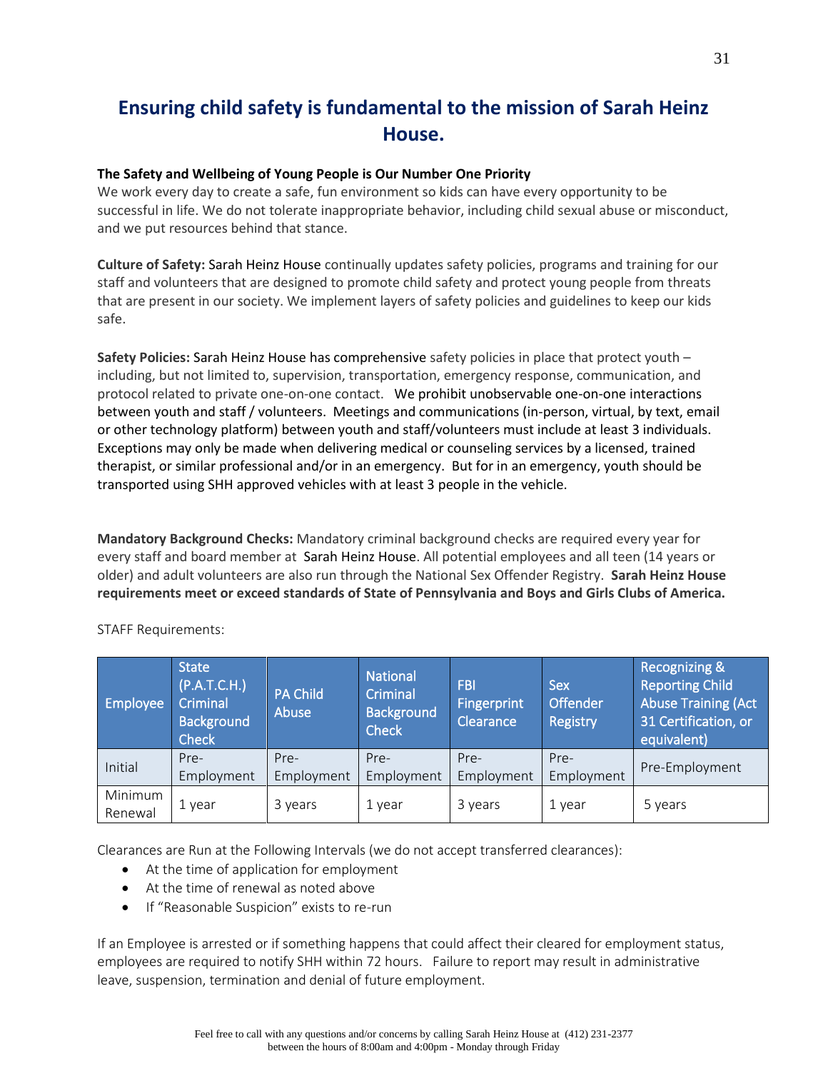# Ensuring child safety is fundamental to the mission of Sarah Heinz House.

**The Safety and Wellbeing of Young People is Our Number One Priority**
We work every day to create a safe, fun environment so kids can have every opportunity to be successful in life. We do not tolerate inappropriate behavior, including child sexual abuse or misconduct, and we put resources behind that stance.

**Culture of Safety:** Sarah Heinz House continually updates safety policies, programs and training for our staff and volunteers that are designed to promote child safety and protect young people from threats that are present in our society. We implement layers of safety policies and guidelines to keep our kids safe.

**Safety Policies:** Sarah Heinz House has comprehensive safety policies in place that protect youth – including, but not limited to, supervision, transportation, emergency response, communication, and protocol related to private one-on-one contact. We prohibit unobservable one-on-one interactions between youth and staff / volunteers. Meetings and communications (in-person, virtual, by text, email or other technology platform) between youth and staff/volunteers must include at least 3 individuals. Exceptions may only be made when delivering medical or counseling services by a licensed, trained therapist, or similar professional and/or in an emergency. But for in an emergency, youth should be transported using SHH approved vehicles with at least 3 people in the vehicle.

**Mandatory Background Checks:** Mandatory criminal background checks are required every year for every staff and board member at Sarah Heinz House. All potential employees and all teen (14 years or older) and adult volunteers are also run through the National Sex Offender Registry. **Sarah Heinz House requirements meet or exceed standards of State of Pennsylvania and Boys and Girls Clubs of America.**

STAFF Requirements:

| Employee | State (P.A.T.C.H.) Criminal Background Check | PA Child Abuse | National Criminal Background Check | FBI Fingerprint Clearance | Sex Offender Registry | Recognizing & Reporting Child Abuse Training (Act 31 Certification, or equivalent) |
|---|---|---|---|---|---|---|
| Initial | Pre-Employment | Pre-Employment | Pre-Employment | Pre-Employment | Pre-Employment | Pre-Employment |
| Minimum Renewal | 1 year | 3 years | 1 year | 3 years | 1 year | 5 years |

Clearances are Run at the Following Intervals (we do not accept transferred clearances):

- At the time of application for employment
- At the time of renewal as noted above
- If "Reasonable Suspicion" exists to re-run

If an Employee is arrested or if something happens that could affect their cleared for employment status, employees are required to notify SHH within 72 hours. Failure to report may result in administrative leave, suspension, termination and denial of future employment.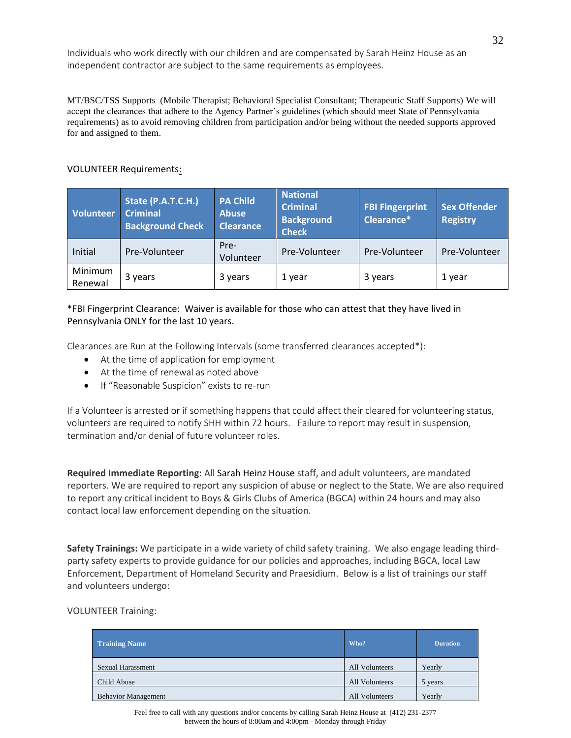Individuals who work directly with our children and are compensated by Sarah Heinz House as an independent contractor are subject to the same requirements as employees.

MT/BSC/TSS Supports (Mobile Therapist; Behavioral Specialist Consultant; Therapeutic Staff Supports) We will accept the clearances that adhere to the Agency Partner's guidelines (which should meet State of Pennsylvania requirements) as to avoid removing children from participation and/or being without the needed supports approved for and assigned to them.

VOLUNTEER Requirements:

| Volunteer | State (P.A.T.C.H.) Criminal Background Check | PA Child Abuse Clearance | National Criminal Background Check | FBI Fingerprint Clearance* | Sex Offender Registry |
|---|---|---|---|---|---|
| Initial | Pre-Volunteer | Pre-Volunteer | Pre-Volunteer | Pre-Volunteer | Pre-Volunteer |
| Minimum Renewal | 3 years | 3 years | 1 year | 3 years | 1 year |

*FBI Fingerprint Clearance: Waiver is available for those who can attest that they have lived in Pennsylvania ONLY for the last 10 years.

Clearances are Run at the Following Intervals (some transferred clearances accepted*):

- At the time of application for employment
- At the time of renewal as noted above
- If "Reasonable Suspicion" exists to re-run

If a Volunteer is arrested or if something happens that could affect their cleared for volunteering status, volunteers are required to notify SHH within 72 hours. Failure to report may result in suspension, termination and/or denial of future volunteer roles.

**Required Immediate Reporting:** All Sarah Heinz House staff, and adult volunteers, are mandated reporters. We are required to report any suspicion of abuse or neglect to the State. We are also required to report any critical incident to Boys & Girls Clubs of America (BGCA) within 24 hours and may also contact local law enforcement depending on the situation.

**Safety Trainings:** We participate in a wide variety of child safety training. We also engage leading third-party safety experts to provide guidance for our policies and approaches, including BGCA, local Law Enforcement, Department of Homeland Security and Praesidium. Below is a list of trainings our staff and volunteers undergo:

VOLUNTEER Training:

| Training Name | Who? | Duration |
|---|---|---|
| Sexual Harassment | All Volunteers | Yearly |
| Child Abuse | All Volunteers | 5 years |
| Behavior Management | All Volunteers | Yearly |

Feel free to call with any questions and/or concerns by calling Sarah Heinz House at (412) 231-2377 between the hours of 8:00am and 4:00pm - Monday through Friday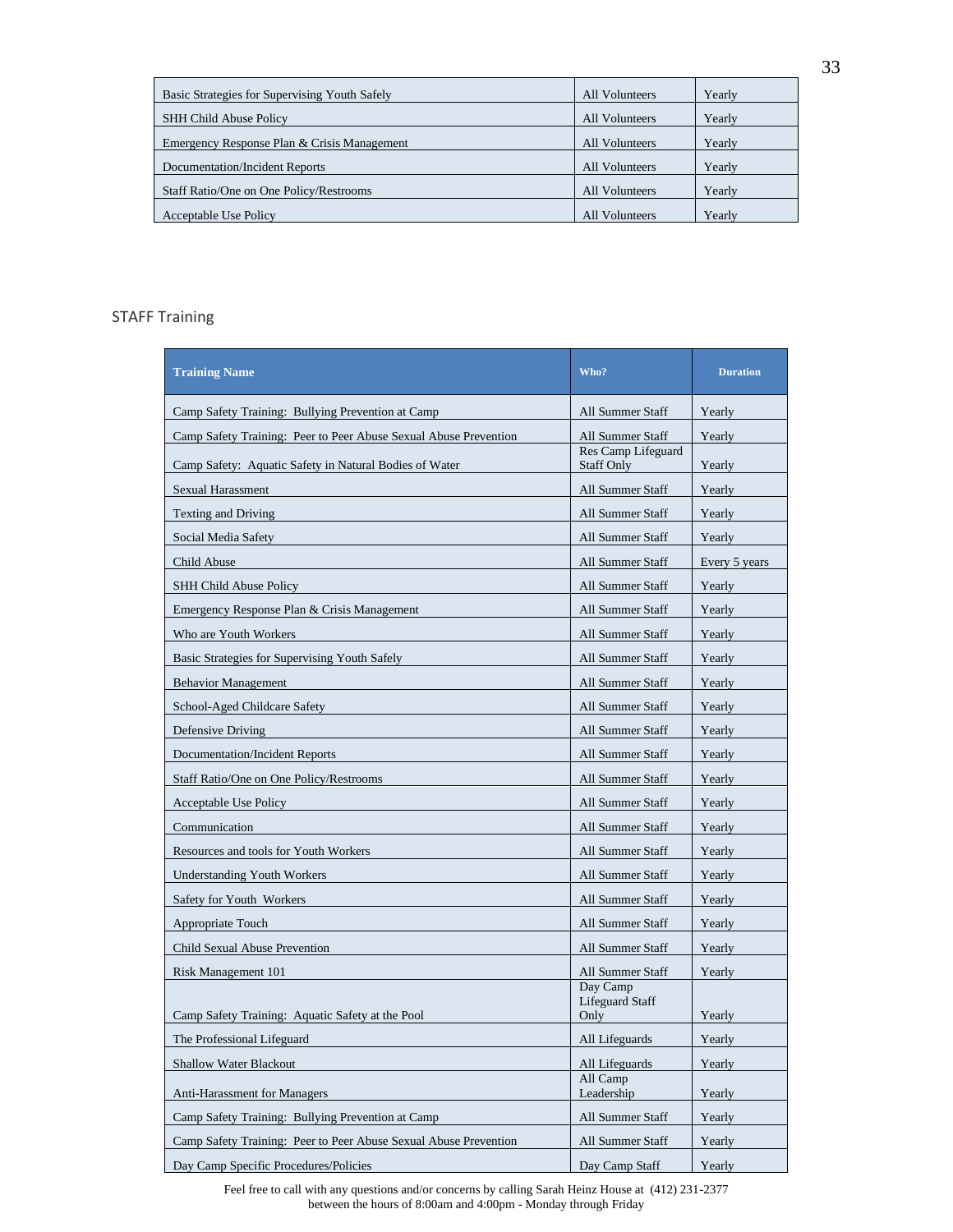| | | |
|---|---|---|
| Basic Strategies for Supervising Youth Safely | All Volunteers | Yearly |
| SHH Child Abuse Policy | All Volunteers | Yearly |
| Emergency Response Plan & Crisis Management | All Volunteers | Yearly |
| Documentation/Incident Reports | All Volunteers | Yearly |
| Staff Ratio/One on One Policy/Restrooms | All Volunteers | Yearly |
| Acceptable Use Policy | All Volunteers | Yearly |

## STAFF Training

| Training Name | Who? | Duration |
|---|---|---|
| Camp Safety Training: Bullying Prevention at Camp | All Summer Staff | Yearly |
| Camp Safety Training: Peer to Peer Abuse Sexual Abuse Prevention | All Summer Staff | Yearly |
| Camp Safety: Aquatic Safety in Natural Bodies of Water | Res Camp Lifeguard Staff Only | Yearly |
| Sexual Harassment | All Summer Staff | Yearly |
| Texting and Driving | All Summer Staff | Yearly |
| Social Media Safety | All Summer Staff | Yearly |
| Child Abuse | All Summer Staff | Every 5 years |
| SHH Child Abuse Policy | All Summer Staff | Yearly |
| Emergency Response Plan & Crisis Management | All Summer Staff | Yearly |
| Who are Youth Workers | All Summer Staff | Yearly |
| Basic Strategies for Supervising Youth Safely | All Summer Staff | Yearly |
| Behavior Management | All Summer Staff | Yearly |
| School-Aged Childcare Safety | All Summer Staff | Yearly |
| Defensive Driving | All Summer Staff | Yearly |
| Documentation/Incident Reports | All Summer Staff | Yearly |
| Staff Ratio/One on One Policy/Restrooms | All Summer Staff | Yearly |
| Acceptable Use Policy | All Summer Staff | Yearly |
| Communication | All Summer Staff | Yearly |
| Resources and tools for Youth Workers | All Summer Staff | Yearly |
| Understanding Youth Workers | All Summer Staff | Yearly |
| Safety for Youth Workers | All Summer Staff | Yearly |
| Appropriate Touch | All Summer Staff | Yearly |
| Child Sexual Abuse Prevention | All Summer Staff | Yearly |
| Risk Management 101 | All Summer Staff | Yearly |
| Camp Safety Training: Aquatic Safety at the Pool | Day Camp Lifeguard Staff Only | Yearly |
| The Professional Lifeguard | All Lifeguards | Yearly |
| Shallow Water Blackout | All Lifeguards | Yearly |
| Anti-Harassment for Managers | All Camp Leadership | Yearly |
| Camp Safety Training: Bullying Prevention at Camp | All Summer Staff | Yearly |
| Camp Safety Training: Peer to Peer Abuse Sexual Abuse Prevention | All Summer Staff | Yearly |
| Day Camp Specific Procedures/Policies | Day Camp Staff | Yearly |

Feel free to call with any questions and/or concerns by calling Sarah Heinz House at (412) 231-2377 between the hours of 8:00am and 4:00pm - Monday through Friday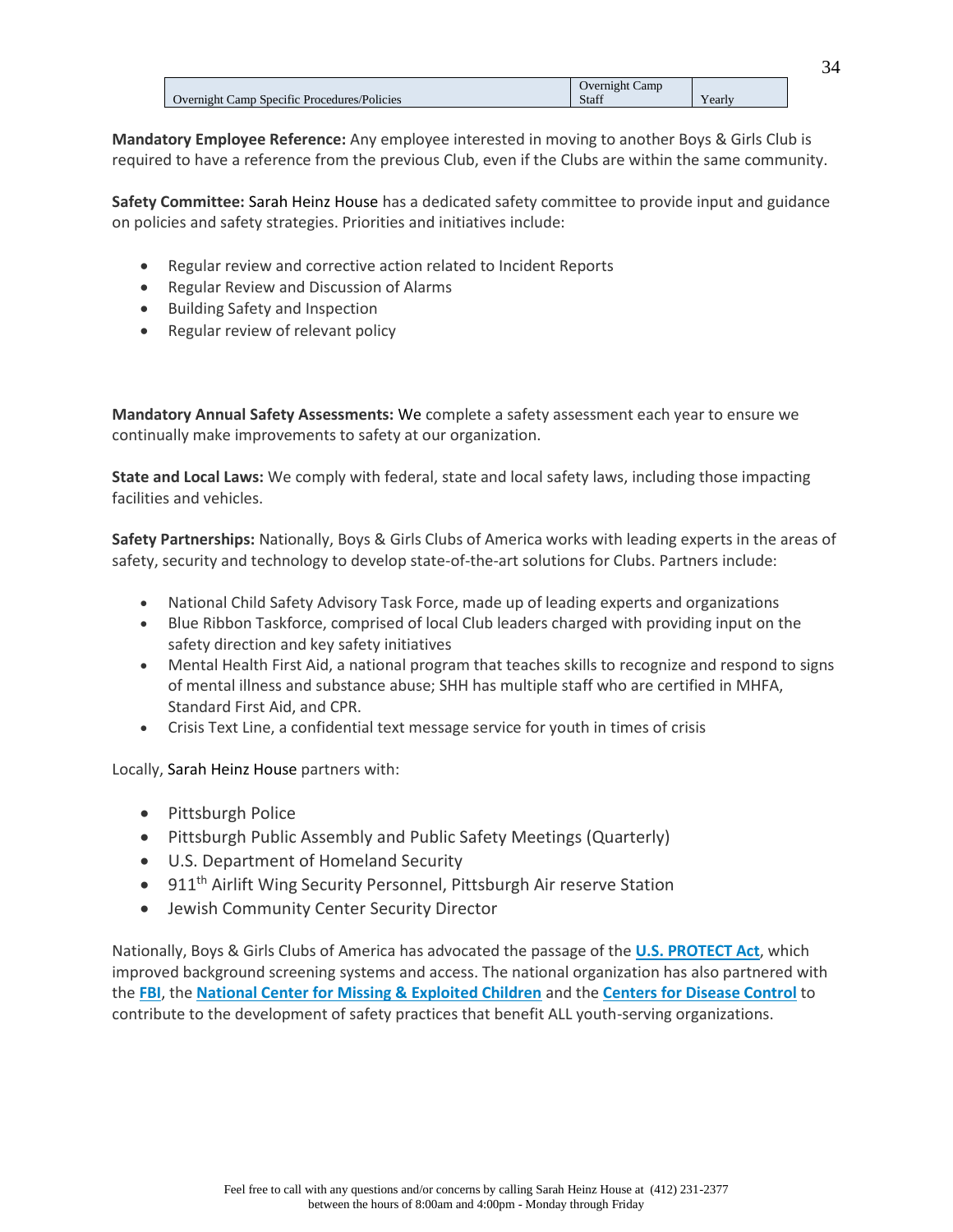| Overnight Camp Specific Procedures/Policies | Overnight Camp Staff | Yearly |
|---|---|---|

**Mandatory Employee Reference:** Any employee interested in moving to another Boys & Girls Club is required to have a reference from the previous Club, even if the Clubs are within the same community.

**Safety Committee:** Sarah Heinz House has a dedicated safety committee to provide input and guidance on policies and safety strategies. Priorities and initiatives include:

- Regular review and corrective action related to Incident Reports
- Regular Review and Discussion of Alarms
- Building Safety and Inspection
- Regular review of relevant policy

**Mandatory Annual Safety Assessments:** We complete a safety assessment each year to ensure we continually make improvements to safety at our organization.

**State and Local Laws:** We comply with federal, state and local safety laws, including those impacting facilities and vehicles.

**Safety Partnerships:** Nationally, Boys & Girls Clubs of America works with leading experts in the areas of safety, security and technology to develop state-of-the-art solutions for Clubs. Partners include:

- National Child Safety Advisory Task Force, made up of leading experts and organizations
- Blue Ribbon Taskforce, comprised of local Club leaders charged with providing input on the safety direction and key safety initiatives
- Mental Health First Aid, a national program that teaches skills to recognize and respond to signs of mental illness and substance abuse; SHH has multiple staff who are certified in MHFA, Standard First Aid, and CPR.
- Crisis Text Line, a confidential text message service for youth in times of crisis

Locally, Sarah Heinz House partners with:

- Pittsburgh Police
- Pittsburgh Public Assembly and Public Safety Meetings (Quarterly)
- U.S. Department of Homeland Security
- 911th Airlift Wing Security Personnel, Pittsburgh Air reserve Station
- Jewish Community Center Security Director

Nationally, Boys & Girls Clubs of America has advocated the passage of the **U.S. PROTECT Act**, which improved background screening systems and access. The national organization has also partnered with the **FBI**, the **National Center for Missing & Exploited Children** and the **Centers for Disease Control** to contribute to the development of safety practices that benefit ALL youth-serving organizations.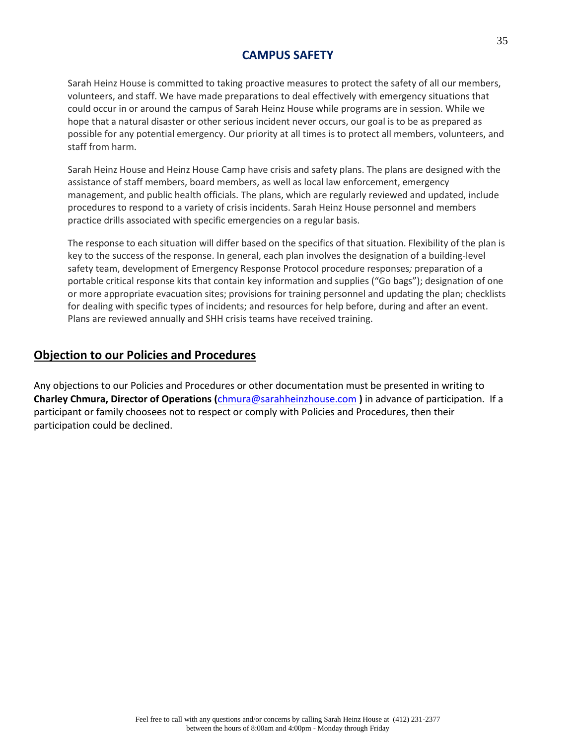## CAMPUS SAFETY

Sarah Heinz House is committed to taking proactive measures to protect the safety of all our members, volunteers, and staff. We have made preparations to deal effectively with emergency situations that could occur in or around the campus of Sarah Heinz House while programs are in session. While we hope that a natural disaster or other serious incident never occurs, our goal is to be as prepared as possible for any potential emergency. Our priority at all times is to protect all members, volunteers, and staff from harm.

Sarah Heinz House and Heinz House Camp have crisis and safety plans. The plans are designed with the assistance of staff members, board members, as well as local law enforcement, emergency management, and public health officials. The plans, which are regularly reviewed and updated, include procedures to respond to a variety of crisis incidents. Sarah Heinz House personnel and members practice drills associated with specific emergencies on a regular basis.

The response to each situation will differ based on the specifics of that situation. Flexibility of the plan is key to the success of the response. In general, each plan involves the designation of a building-level safety team, development of Emergency Response Protocol procedure responses*;* preparation of a portable critical response kits that contain key information and supplies ("Go bags"); designation of one or more appropriate evacuation sites; provisions for training personnel and updating the plan; checklists for dealing with specific types of incidents; and resources for help before, during and after an event. Plans are reviewed annually and SHH crisis teams have received training.

## Objection to our Policies and Procedures

Any objections to our Policies and Procedures or other documentation must be presented in writing to **Charley Chmura, Director of Operations (**chmura@sarahheinzhouse.com **)** in advance of participation. If a participant or family choosees not to respect or comply with Policies and Procedures, then their participation could be declined.

Feel free to call with any questions and/or concerns by calling Sarah Heinz House at (412) 231-2377 between the hours of 8:00am and 4:00pm - Monday through Friday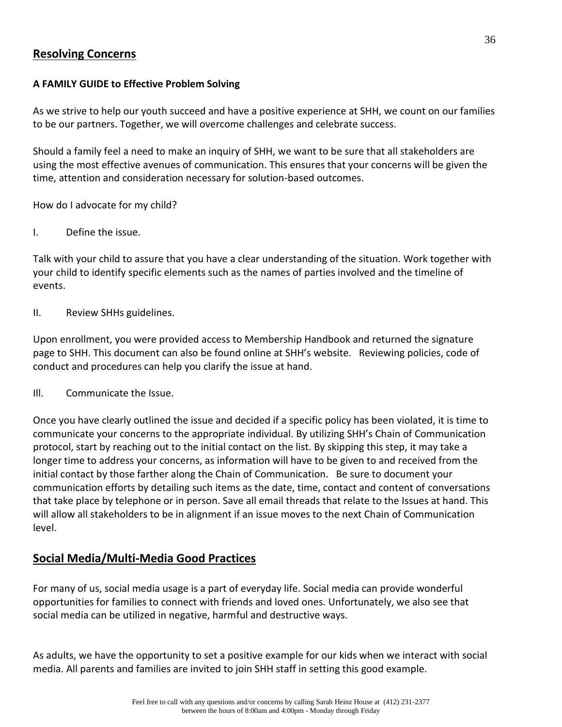## Resolving Concerns

**A FAMILY GUIDE to Effective Problem Solving**

As we strive to help our youth succeed and have a positive experience at SHH, we count on our families to be our partners. Together, we will overcome challenges and celebrate success.

Should a family feel a need to make an inquiry of SHH, we want to be sure that all stakeholders are using the most effective avenues of communication. This ensures that your concerns will be given the time, attention and consideration necessary for solution-based outcomes.

How do I advocate for my child?

I. Define the issue.

Talk with your child to assure that you have a clear understanding of the situation. Work together with your child to identify specific elements such as the names of parties involved and the timeline of events.

II. Review SHHs guidelines.

Upon enrollment, you were provided access to Membership Handbook and returned the signature page to SHH. This document can also be found online at SHH's website. Reviewing policies, code of conduct and procedures can help you clarify the issue at hand.

Ill. Communicate the Issue.

Once you have clearly outlined the issue and decided if a specific policy has been violated, it is time to communicate your concerns to the appropriate individual. By utilizing SHH's Chain of Communication protocol, start by reaching out to the initial contact on the list. By skipping this step, it may take a longer time to address your concerns, as information will have to be given to and received from the initial contact by those farther along the Chain of Communication. Be sure to document your communication efforts by detailing such items as the date, time, contact and content of conversations that take place by telephone or in person. Save all email threads that relate to the Issues at hand. This will allow all stakeholders to be in alignment if an issue moves to the next Chain of Communication level.

## Social Media/Multi-Media Good Practices

For many of us, social media usage is a part of everyday life. Social media can provide wonderful opportunities for families to connect with friends and loved ones. Unfortunately, we also see that social media can be utilized in negative, harmful and destructive ways.

As adults, we have the opportunity to set a positive example for our kids when we interact with social media. All parents and families are invited to join SHH staff in setting this good example.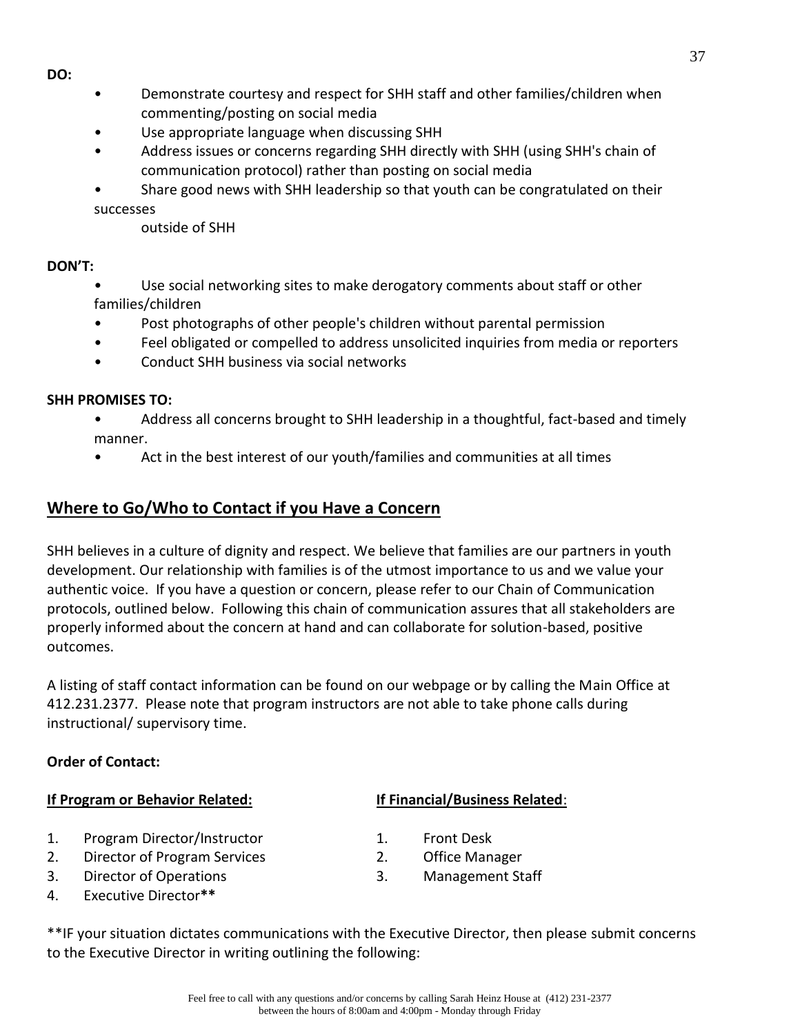**DO:**

- Demonstrate courtesy and respect for SHH staff and other families/children when commenting/posting on social media
- Use appropriate language when discussing SHH
- Address issues or concerns regarding SHH directly with SHH (using SHH's chain of communication protocol) rather than posting on social media
- Share good news with SHH leadership so that youth can be congratulated on their successes outside of SHH

**DON'T:**

- Use social networking sites to make derogatory comments about staff or other families/children
- Post photographs of other people's children without parental permission
- Feel obligated or compelled to address unsolicited inquiries from media or reporters
- Conduct SHH business via social networks

**SHH PROMISES TO:**

- Address all concerns brought to SHH leadership in a thoughtful, fact-based and timely manner.
- Act in the best interest of our youth/families and communities at all times

## Where to Go/Who to Contact if you Have a Concern

SHH believes in a culture of dignity and respect. We believe that families are our partners in youth development. Our relationship with families is of the utmost importance to us and we value your authentic voice. If you have a question or concern, please refer to our Chain of Communication protocols, outlined below. Following this chain of communication assures that all stakeholders are properly informed about the concern at hand and can collaborate for solution-based, positive outcomes.

A listing of staff contact information can be found on our webpage or by calling the Main Office at 412.231.2377. Please note that program instructors are not able to take phone calls during instructional/ supervisory time.

**Order of Contact:**

**If Program or Behavior Related:**

1. Program Director/Instructor
2. Director of Program Services
3. Director of Operations
4. Executive Director**

**If Financial/Business Related**:

1. Front Desk
2. Office Manager
3. Management Staff

**IF your situation dictates communications with the Executive Director, then please submit concerns to the Executive Director in writing outlining the following: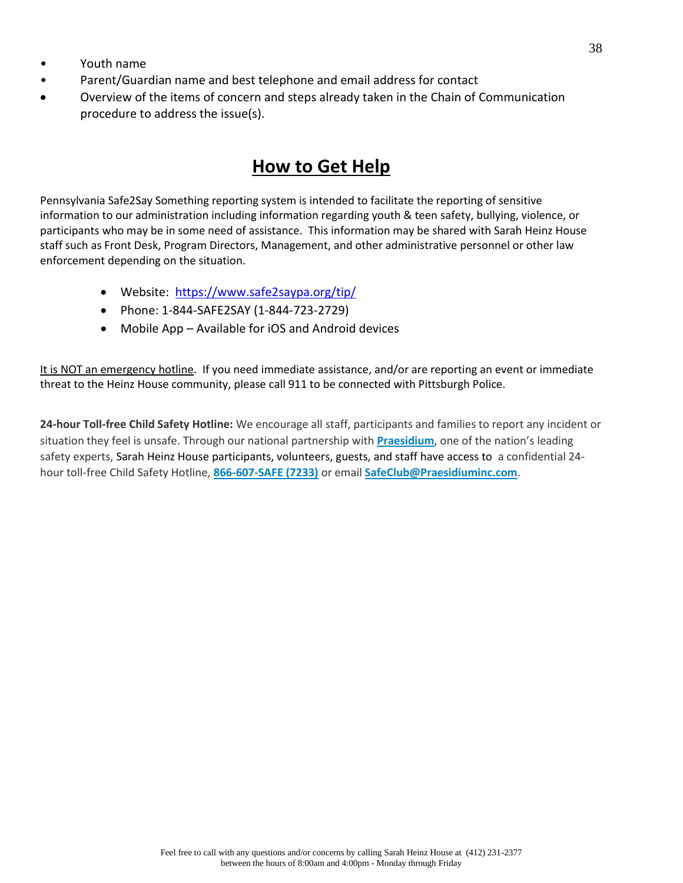- Youth name
- Parent/Guardian name and best telephone and email address for contact
- Overview of the items of concern and steps already taken in the Chain of Communication procedure to address the issue(s).

## How to Get Help

Pennsylvania Safe2Say Something reporting system is intended to facilitate the reporting of sensitive information to our administration including information regarding youth & teen safety, bullying, violence, or participants who may be in some need of assistance. This information may be shared with Sarah Heinz House staff such as Front Desk, Program Directors, Management, and other administrative personnel or other law enforcement depending on the situation.

- Website: https://www.safe2saypa.org/tip/
- Phone: 1-844-SAFE2SAY (1-844-723-2729)
- Mobile App – Available for iOS and Android devices

It is NOT an emergency hotline. If you need immediate assistance, and/or are reporting an event or immediate threat to the Heinz House community, please call 911 to be connected with Pittsburgh Police.

**24-hour Toll-free Child Safety Hotline:** We encourage all staff, participants and families to report any incident or situation they feel is unsafe. Through our national partnership with **Praesidium**, one of the nation's leading safety experts, Sarah Heinz House participants, volunteers, guests, and staff have access to a confidential 24-hour toll-free Child Safety Hotline, **866-607-SAFE (7233)** or email **SafeClub@Praesidiuminc.com**.

Feel free to call with any questions and/or concerns by calling Sarah Heinz House at (412) 231-2377 between the hours of 8:00am and 4:00pm - Monday through Friday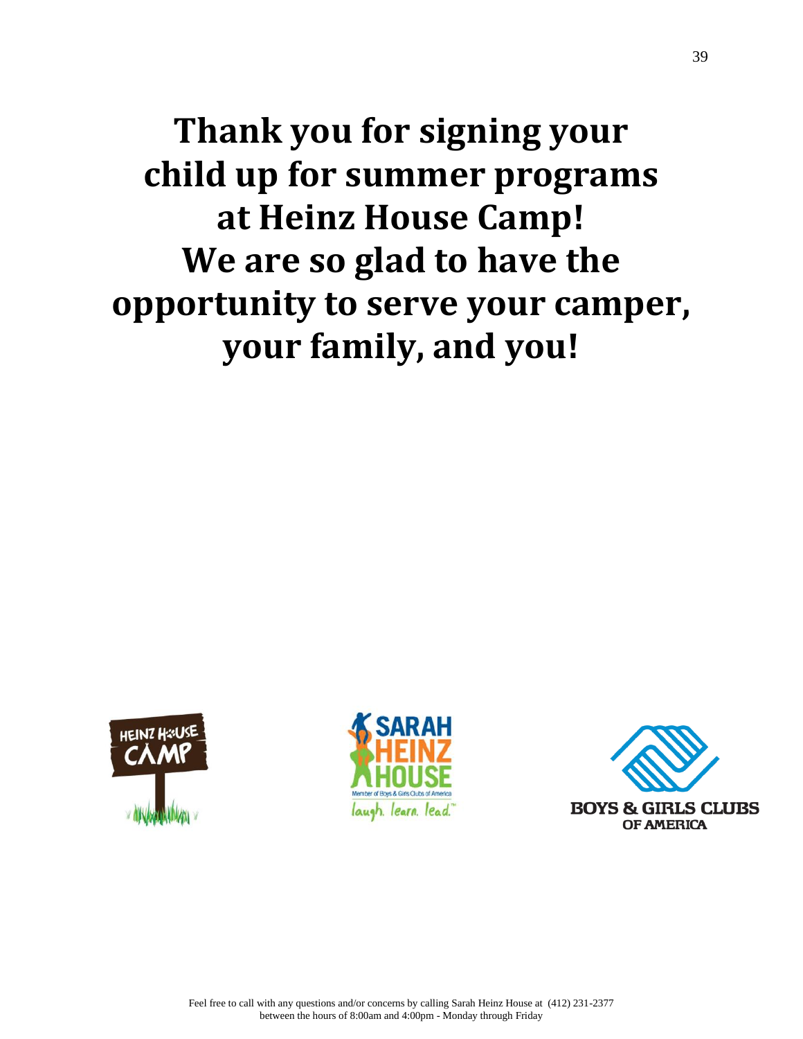# Thank you for signing your child up for summer programs at Heinz House Camp! We are so glad to have the opportunity to serve your camper, your family, and you!

Feel free to call with any questions and/or concerns by calling Sarah Heinz House at (412) 231-2377 between the hours of 8:00am and 4:00pm - Monday through Friday